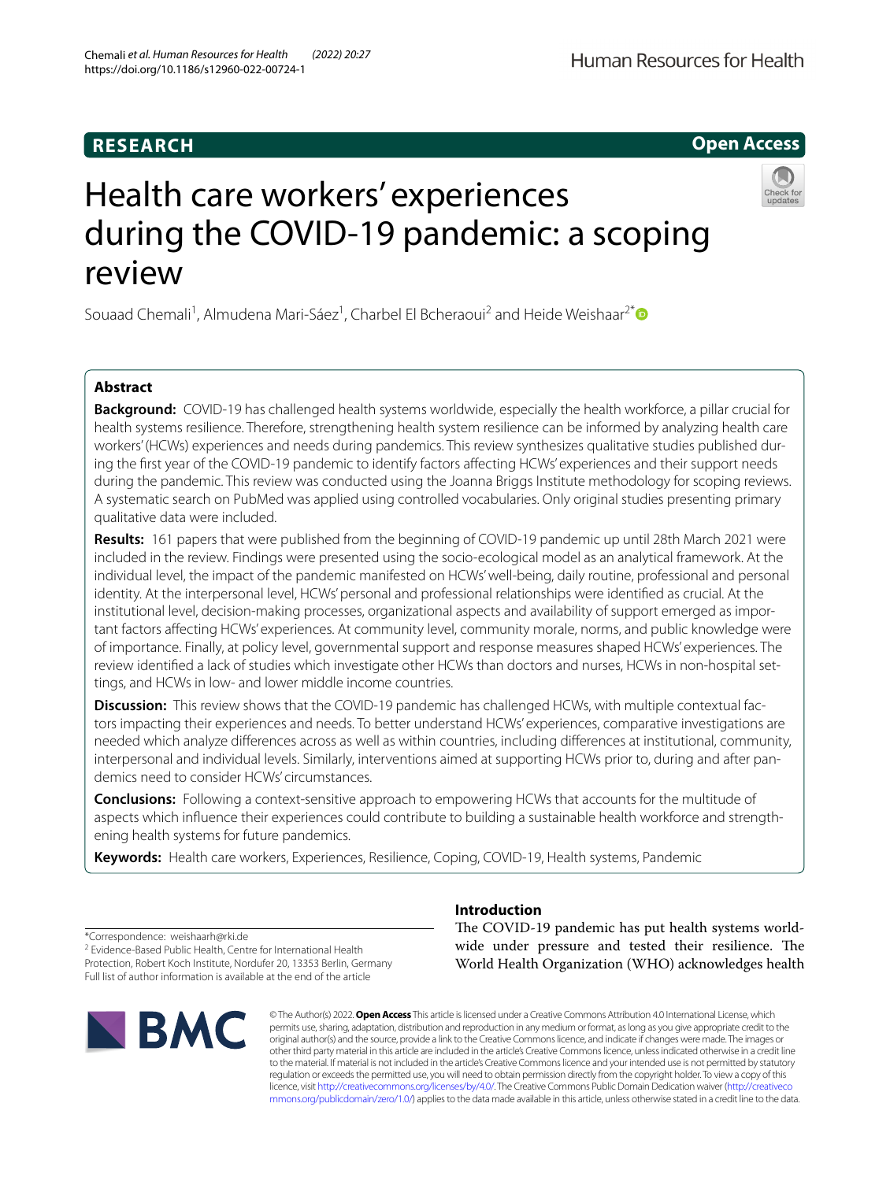RESEARCH

Open Access

# Health care workers' experiences during the COVID-19 pandemic: a scoping review

Souaad Chemali[1], Almudena Mari-Sáez[1], Charbel El Bcheraoui[2] and Heide Weishaar[2*]

## Abstract

**Background:** COVID-19 has challenged health systems worldwide, especially the health workforce, a pillar crucial for health systems resilience. Therefore, strengthening health system resilience can be informed by analyzing health care workers' (HCWs) experiences and needs during pandemics. This review synthesizes qualitative studies published during the first year of the COVID-19 pandemic to identify factors affecting HCWs' experiences and their support needs during the pandemic. This review was conducted using the Joanna Briggs Institute methodology for scoping reviews. A systematic search on PubMed was applied using controlled vocabularies. Only original studies presenting primary qualitative data were included.

**Results:** 161 papers that were published from the beginning of COVID-19 pandemic up until 28th March 2021 were included in the review. Findings were presented using the socio-ecological model as an analytical framework. At the individual level, the impact of the pandemic manifested on HCWs' well-being, daily routine, professional and personal identity. At the interpersonal level, HCWs' personal and professional relationships were identified as crucial. At the institutional level, decision-making processes, organizational aspects and availability of support emerged as important factors affecting HCWs' experiences. At community level, community morale, norms, and public knowledge were of importance. Finally, at policy level, governmental support and response measures shaped HCWs' experiences. The review identified a lack of studies which investigate other HCWs than doctors and nurses, HCWs in non-hospital settings, and HCWs in low- and lower middle income countries.

**Discussion:** This review shows that the COVID-19 pandemic has challenged HCWs, with multiple contextual factors impacting their experiences and needs. To better understand HCWs' experiences, comparative investigations are needed which analyze differences across as well as within countries, including differences at institutional, community, interpersonal and individual levels. Similarly, interventions aimed at supporting HCWs prior to, during and after pandemics need to consider HCWs' circumstances.

**Conclusions:** Following a context-sensitive approach to empowering HCWs that accounts for the multitude of aspects which influence their experiences could contribute to building a sustainable health workforce and strengthening health systems for future pandemics.

**Keywords:** Health care workers, Experiences, Resilience, Coping, COVID-19, Health systems, Pandemic

*Correspondence: weishaarh@rki.de
[2] Evidence-Based Public Health, Centre for International Health Protection, Robert Koch Institute, Nordufer 20, 13353 Berlin, Germany
Full list of author information is available at the end of the article

## Introduction

The COVID-19 pandemic has put health systems worldwide under pressure and tested their resilience. The World Health Organization (WHO) acknowledges health

© The Author(s) 2022. **Open Access** This article is licensed under a Creative Commons Attribution 4.0 International License, which permits use, sharing, adaptation, distribution and reproduction in any medium or format, as long as you give appropriate credit to the original author(s) and the source, provide a link to the Creative Commons licence, and indicate if changes were made. The images or other third party material in this article are included in the article's Creative Commons licence, unless indicated otherwise in a credit line to the material. If material is not included in the article's Creative Commons licence and your intended use is not permitted by statutory regulation or exceeds the permitted use, you will need to obtain permission directly from the copyright holder. To view a copy of this licence, visit http://creativecommons.org/licenses/by/4.0/. The Creative Commons Public Domain Dedication waiver (http://creativecommons.org/publicdomain/zero/1.0/) applies to the data made available in this article, unless otherwise stated in a credit line to the data.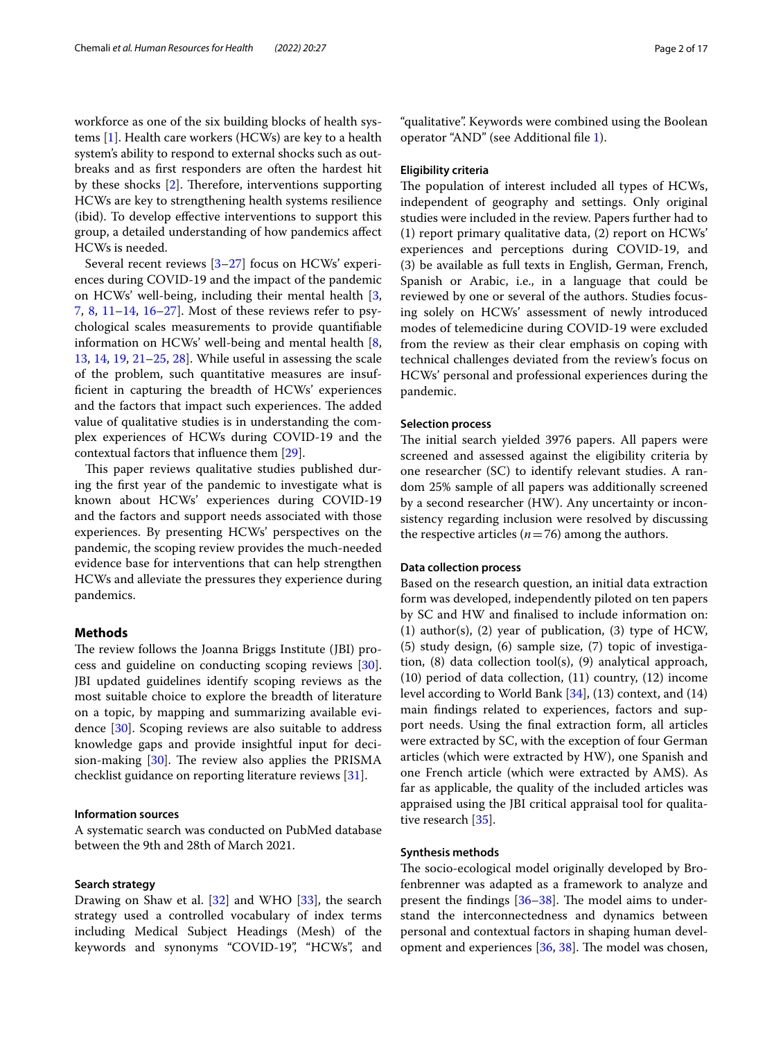workforce as one of the six building blocks of health systems [1]. Health care workers (HCWs) are key to a health system's ability to respond to external shocks such as outbreaks and as first responders are often the hardest hit by these shocks [2]. Therefore, interventions supporting HCWs are key to strengthening health systems resilience (ibid). To develop effective interventions to support this group, a detailed understanding of how pandemics affect HCWs is needed.

Several recent reviews [3–27] focus on HCWs' experiences during COVID-19 and the impact of the pandemic on HCWs' well-being, including their mental health [3, 7, 8, 11–14, 16–27]. Most of these reviews refer to psychological scales measurements to provide quantifiable information on HCWs' well-being and mental health [8, 13, 14, 19, 21–25, 28]. While useful in assessing the scale of the problem, such quantitative measures are insufficient in capturing the breadth of HCWs' experiences and the factors that impact such experiences. The added value of qualitative studies is in understanding the complex experiences of HCWs during COVID-19 and the contextual factors that influence them [29].

This paper reviews qualitative studies published during the first year of the pandemic to investigate what is known about HCWs' experiences during COVID-19 and the factors and support needs associated with those experiences. By presenting HCWs' perspectives on the pandemic, the scoping review provides the much-needed evidence base for interventions that can help strengthen HCWs and alleviate the pressures they experience during pandemics.

## Methods

The review follows the Joanna Briggs Institute (JBI) process and guideline on conducting scoping reviews [30]. JBI updated guidelines identify scoping reviews as the most suitable choice to explore the breadth of literature on a topic, by mapping and summarizing available evidence [30]. Scoping reviews are also suitable to address knowledge gaps and provide insightful input for decision-making [30]. The review also applies the PRISMA checklist guidance on reporting literature reviews [31].

### Information sources

A systematic search was conducted on PubMed database between the 9th and 28th of March 2021.

### Search strategy

Drawing on Shaw et al. [32] and WHO [33], the search strategy used a controlled vocabulary of index terms including Medical Subject Headings (Mesh) of the keywords and synonyms "COVID-19", "HCWs", and "qualitative". Keywords were combined using the Boolean operator "AND" (see Additional file 1).

### Eligibility criteria

The population of interest included all types of HCWs, independent of geography and settings. Only original studies were included in the review. Papers further had to (1) report primary qualitative data, (2) report on HCWs' experiences and perceptions during COVID-19, and (3) be available as full texts in English, German, French, Spanish or Arabic, i.e., in a language that could be reviewed by one or several of the authors. Studies focusing solely on HCWs' assessment of newly introduced modes of telemedicine during COVID-19 were excluded from the review as their clear emphasis on coping with technical challenges deviated from the review's focus on HCWs' personal and professional experiences during the pandemic.

### Selection process

The initial search yielded 3976 papers. All papers were screened and assessed against the eligibility criteria by one researcher (SC) to identify relevant studies. A random 25% sample of all papers was additionally screened by a second researcher (HW). Any uncertainty or inconsistency regarding inclusion were resolved by discussing the respective articles ($n=76$) among the authors.

### Data collection process

Based on the research question, an initial data extraction form was developed, independently piloted on ten papers by SC and HW and finalised to include information on: (1) author(s), (2) year of publication, (3) type of HCW, (5) study design, (6) sample size, (7) topic of investigation, (8) data collection tool(s), (9) analytical approach, (10) period of data collection, (11) country, (12) income level according to World Bank [34], (13) context, and (14) main findings related to experiences, factors and support needs. Using the final extraction form, all articles were extracted by SC, with the exception of four German articles (which were extracted by HW), one Spanish and one French article (which were extracted by AMS). As far as applicable, the quality of the included articles was appraised using the JBI critical appraisal tool for qualitative research [35].

### Synthesis methods

The socio-ecological model originally developed by Brofenbrenner was adapted as a framework to analyze and present the findings [36–38]. The model aims to understand the interconnectedness and dynamics between personal and contextual factors in shaping human development and experiences [36, 38]. The model was chosen,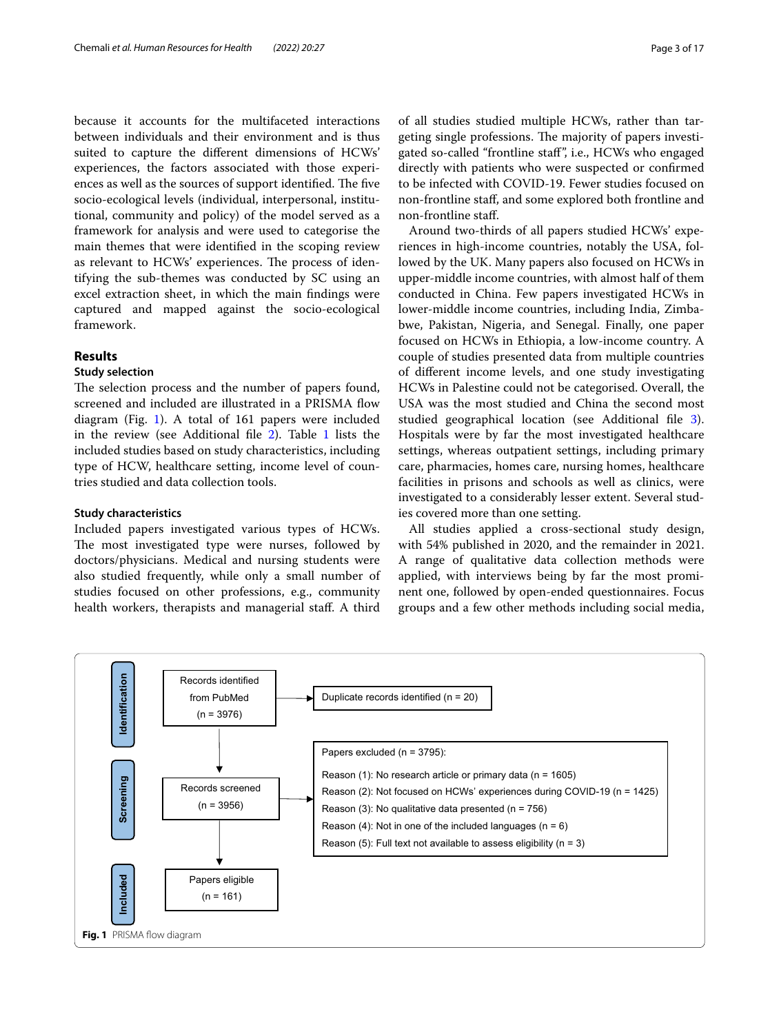because it accounts for the multifaceted interactions between individuals and their environment and is thus suited to capture the different dimensions of HCWs' experiences, the factors associated with those experiences as well as the sources of support identified. The five socio-ecological levels (individual, interpersonal, institutional, community and policy) of the model served as a framework for analysis and were used to categorise the main themes that were identified in the scoping review as relevant to HCWs' experiences. The process of identifying the sub-themes was conducted by SC using an excel extraction sheet, in which the main findings were captured and mapped against the socio-ecological framework.

## Results

### Study selection

The selection process and the number of papers found, screened and included are illustrated in a PRISMA flow diagram (Fig. 1). A total of 161 papers were included in the review (see Additional file 2). Table 1 lists the included studies based on study characteristics, including type of HCW, healthcare setting, income level of countries studied and data collection tools.

### Study characteristics

Included papers investigated various types of HCWs. The most investigated type were nurses, followed by doctors/physicians. Medical and nursing students were also studied frequently, while only a small number of studies focused on other professions, e.g., community health workers, therapists and managerial staff. A third of all studies studied multiple HCWs, rather than targeting single professions. The majority of papers investigated so-called "frontline staff", i.e., HCWs who engaged directly with patients who were suspected or confirmed to be infected with COVID-19. Fewer studies focused on non-frontline staff, and some explored both frontline and non-frontline staff.

Around two-thirds of all papers studied HCWs' experiences in high-income countries, notably the USA, followed by the UK. Many papers also focused on HCWs in upper-middle income countries, with almost half of them conducted in China. Few papers investigated HCWs in lower-middle income countries, including India, Zimbabwe, Pakistan, Nigeria, and Senegal. Finally, one paper focused on HCWs in Ethiopia, a low-income country. A couple of studies presented data from multiple countries of different income levels, and one study investigating HCWs in Palestine could not be categorised. Overall, the USA was the most studied and China the second most studied geographical location (see Additional file 3). Hospitals were by far the most investigated healthcare settings, whereas outpatient settings, including primary care, pharmacies, homes care, nursing homes, healthcare facilities in prisons and schools as well as clinics, were investigated to a considerably lesser extent. Several studies covered more than one setting.

All studies applied a cross-sectional study design, with 54% published in 2020, and the remainder in 2021. A range of qualitative data collection methods were applied, with interviews being by far the most prominent one, followed by open-ended questionnaires. Focus groups and a few other methods including social media,

**Identification**

Records identified from PubMed (n = 3976)

Duplicate records identified (n = 20)

**Screening**

Records screened (n = 3956)

Papers excluded (n = 3795):

- Reason (1): No research article or primary data (n = 1605)
- Reason (2): Not focused on HCWs' experiences during COVID-19 (n = 1425)
- Reason (3): No qualitative data presented (n = 756)
- Reason (4): Not in one of the included languages (n = 6)
- Reason (5): Full text not available to assess eligibility (n = 3)

**Included**

Papers eligible (n = 161)

**Fig. 1** PRISMA flow diagram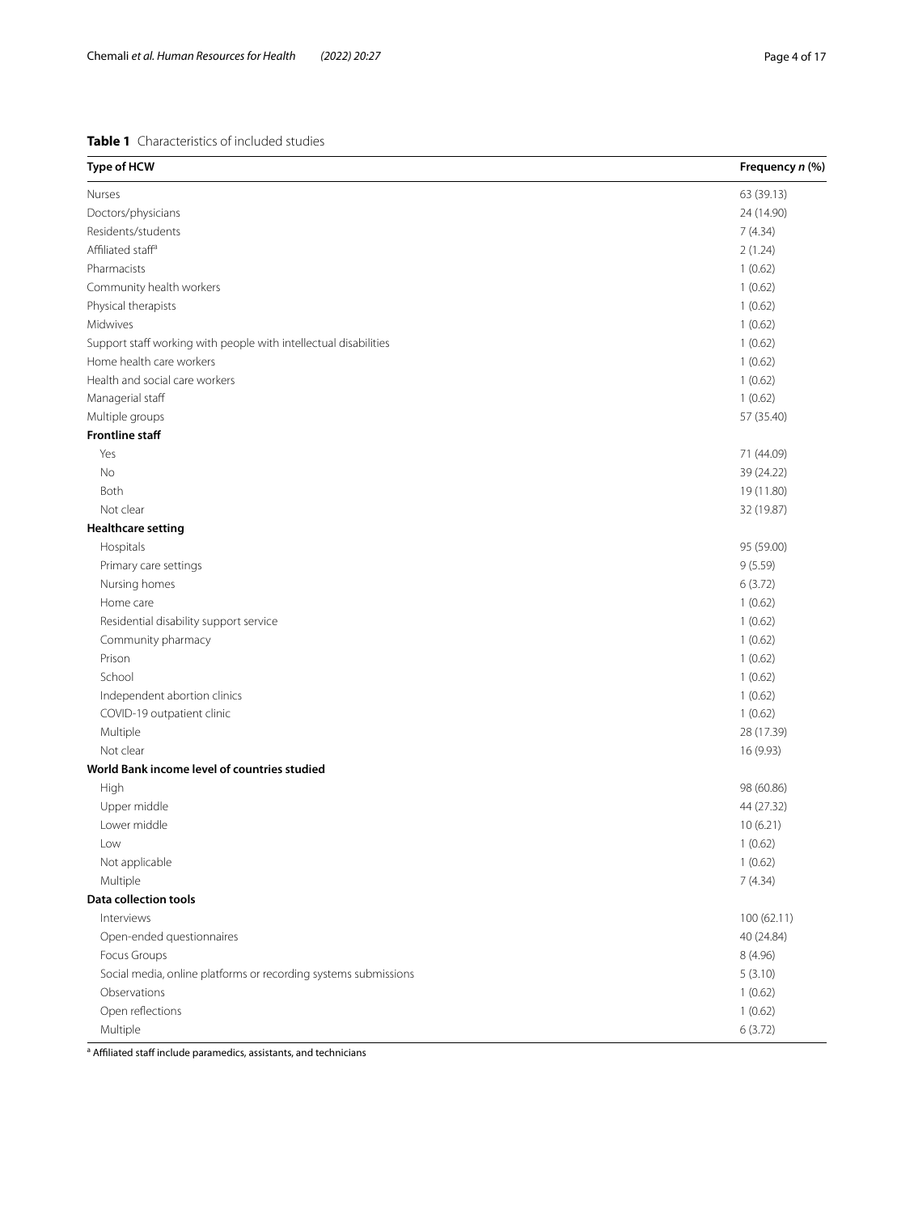**Table 1** Characteristics of included studies

| Type of HCW | Frequency *n* (%) |
|---|---|
| Nurses | 63 (39.13) |
| Doctors/physicians | 24 (14.90) |
| Residents/students | 7 (4.34) |
| Affiliated staff[a] | 2 (1.24) |
| Pharmacists | 1 (0.62) |
| Community health workers | 1 (0.62) |
| Physical therapists | 1 (0.62) |
| Midwives | 1 (0.62) |
| Support staff working with people with intellectual disabilities | 1 (0.62) |
| Home health care workers | 1 (0.62) |
| Health and social care workers | 1 (0.62) |
| Managerial staff | 1 (0.62) |
| Multiple groups | 57 (35.40) |
| **Frontline staff** | |
| Yes | 71 (44.09) |
| No | 39 (24.22) |
| Both | 19 (11.80) |
| Not clear | 32 (19.87) |
| **Healthcare setting** | |
| Hospitals | 95 (59.00) |
| Primary care settings | 9 (5.59) |
| Nursing homes | 6 (3.72) |
| Home care | 1 (0.62) |
| Residential disability support service | 1 (0.62) |
| Community pharmacy | 1 (0.62) |
| Prison | 1 (0.62) |
| School | 1 (0.62) |
| Independent abortion clinics | 1 (0.62) |
| COVID-19 outpatient clinic | 1 (0.62) |
| Multiple | 28 (17.39) |
| Not clear | 16 (9.93) |
| **World Bank income level of countries studied** | |
| High | 98 (60.86) |
| Upper middle | 44 (27.32) |
| Lower middle | 10 (6.21) |
| Low | 1 (0.62) |
| Not applicable | 1 (0.62) |
| Multiple | 7 (4.34) |
| **Data collection tools** | |
| Interviews | 100 (62.11) |
| Open-ended questionnaires | 40 (24.84) |
| Focus Groups | 8 (4.96) |
| Social media, online platforms or recording systems submissions | 5 (3.10) |
| Observations | 1 (0.62) |
| Open reflections | 1 (0.62) |
| Multiple | 6 (3.72) |

[a] Affiliated staff include paramedics, assistants, and technicians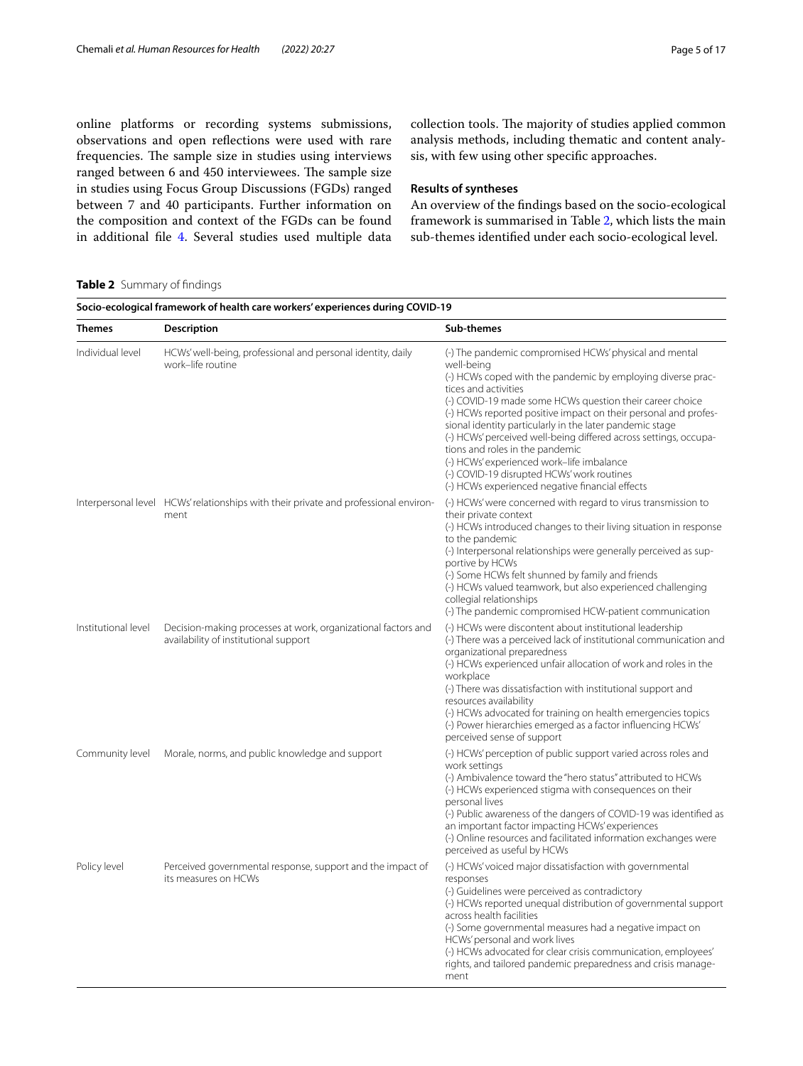online platforms or recording systems submissions, observations and open reflections were used with rare frequencies. The sample size in studies using interviews ranged between 6 and 450 interviewees. The sample size in studies using Focus Group Discussions (FGDs) ranged between 7 and 40 participants. Further information on the composition and context of the FGDs can be found in additional file 4. Several studies used multiple data collection tools. The majority of studies applied common analysis methods, including thematic and content analysis, with few using other specific approaches.

### Results of syntheses

An overview of the findings based on the socio-ecological framework is summarised in Table 2, which lists the main sub-themes identified under each socio-ecological level.

**Table 2** Summary of findings

| Socio-ecological framework of health care workers' experiences during COVID-19 | | |
|---|---|---|
| **Themes** | **Description** | **Sub-themes** |
| Individual level | HCWs' well-being, professional and personal identity, daily work–life routine | (-) The pandemic compromised HCWs' physical and mental well-being<br>(-) HCWs coped with the pandemic by employing diverse practices and activities<br>(-) COVID-19 made some HCWs question their career choice<br>(-) HCWs reported positive impact on their personal and professional identity particularly in the later pandemic stage<br>(-) HCWs' perceived well-being differed across settings, occupations and roles in the pandemic<br>(-) HCWs' experienced work–life imbalance<br>(-) COVID-19 disrupted HCWs' work routines<br>(-) HCWs experienced negative financial effects |
| Interpersonal level | HCWs' relationships with their private and professional environment | (-) HCWs' were concerned with regard to virus transmission to their private context<br>(-) HCWs introduced changes to their living situation in response to the pandemic<br>(-) Interpersonal relationships were generally perceived as supportive by HCWs<br>(-) Some HCWs felt shunned by family and friends<br>(-) HCWs valued teamwork, but also experienced challenging collegial relationships<br>(-) The pandemic compromised HCW-patient communication |
| Institutional level | Decision-making processes at work, organizational factors and availability of institutional support | (-) HCWs were discontent about institutional leadership<br>(-) There was a perceived lack of institutional communication and organizational preparedness<br>(-) HCWs experienced unfair allocation of work and roles in the workplace<br>(-) There was dissatisfaction with institutional support and resources availability<br>(-) HCWs advocated for training on health emergencies topics<br>(-) Power hierarchies emerged as a factor influencing HCWs' perceived sense of support |
| Community level | Morale, norms, and public knowledge and support | (-) HCWs' perception of public support varied across roles and work settings<br>(-) Ambivalence toward the "hero status" attributed to HCWs<br>(-) HCWs experienced stigma with consequences on their personal lives<br>(-) Public awareness of the dangers of COVID-19 was identified as an important factor impacting HCWs' experiences<br>(-) Online resources and facilitated information exchanges were perceived as useful by HCWs |
| Policy level | Perceived governmental response, support and the impact of its measures on HCWs | (-) HCWs' voiced major dissatisfaction with governmental responses<br>(-) Guidelines were perceived as contradictory<br>(-) HCWs reported unequal distribution of governmental support across health facilities<br>(-) Some governmental measures had a negative impact on HCWs' personal and work lives<br>(-) HCWs advocated for clear crisis communication, employees' rights, and tailored pandemic preparedness and crisis management |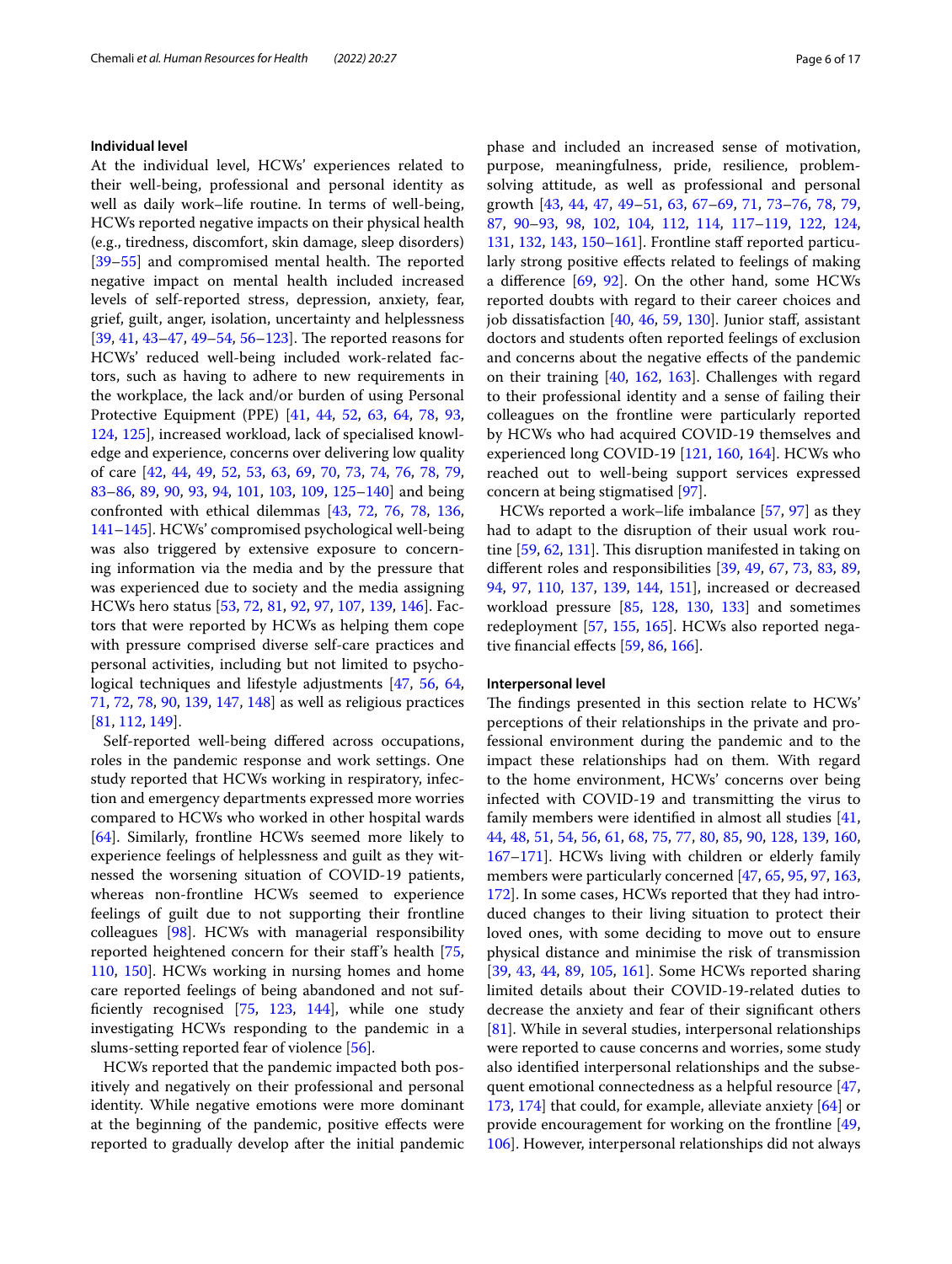### Individual level

At the individual level, HCWs' experiences related to their well-being, professional and personal identity as well as daily work–life routine. In terms of well-being, HCWs reported negative impacts on their physical health (e.g., tiredness, discomfort, skin damage, sleep disorders) [39–55] and compromised mental health. The reported negative impact on mental health included increased levels of self-reported stress, depression, anxiety, fear, grief, guilt, anger, isolation, uncertainty and helplessness [39, 41, 43–47, 49–54, 56–123]. The reported reasons for HCWs' reduced well-being included work-related factors, such as having to adhere to new requirements in the workplace, the lack and/or burden of using Personal Protective Equipment (PPE) [41, 44, 52, 63, 64, 78, 93, 124, 125], increased workload, lack of specialised knowledge and experience, concerns over delivering low quality of care [42, 44, 49, 52, 53, 63, 69, 70, 73, 74, 76, 78, 79, 83–86, 89, 90, 93, 94, 101, 103, 109, 125–140] and being confronted with ethical dilemmas [43, 72, 76, 78, 136, 141–145]. HCWs' compromised psychological well-being was also triggered by extensive exposure to concerning information via the media and by the pressure that was experienced due to society and the media assigning HCWs hero status [53, 72, 81, 92, 97, 107, 139, 146]. Factors that were reported by HCWs as helping them cope with pressure comprised diverse self-care practices and personal activities, including but not limited to psychological techniques and lifestyle adjustments [47, 56, 64, 71, 72, 78, 90, 139, 147, 148] as well as religious practices [81, 112, 149].

Self-reported well-being differed across occupations, roles in the pandemic response and work settings. One study reported that HCWs working in respiratory, infection and emergency departments expressed more worries compared to HCWs who worked in other hospital wards [64]. Similarly, frontline HCWs seemed more likely to experience feelings of helplessness and guilt as they witnessed the worsening situation of COVID-19 patients, whereas non-frontline HCWs seemed to experience feelings of guilt due to not supporting their frontline colleagues [98]. HCWs with managerial responsibility reported heightened concern for their staff's health [75, 110, 150]. HCWs working in nursing homes and home care reported feelings of being abandoned and not sufficiently recognised [75, 123, 144], while one study investigating HCWs responding to the pandemic in a slums-setting reported fear of violence [56].

HCWs reported that the pandemic impacted both positively and negatively on their professional and personal identity. While negative emotions were more dominant at the beginning of the pandemic, positive effects were reported to gradually develop after the initial pandemic phase and included an increased sense of motivation, purpose, meaningfulness, pride, resilience, problem-solving attitude, as well as professional and personal growth [43, 44, 47, 49–51, 63, 67–69, 71, 73–76, 78, 79, 87, 90–93, 98, 102, 104, 112, 114, 117–119, 122, 124, 131, 132, 143, 150–161]. Frontline staff reported particularly strong positive effects related to feelings of making a difference [69, 92]. On the other hand, some HCWs reported doubts with regard to their career choices and job dissatisfaction [40, 46, 59, 130]. Junior staff, assistant doctors and students often reported feelings of exclusion and concerns about the negative effects of the pandemic on their training [40, 162, 163]. Challenges with regard to their professional identity and a sense of failing their colleagues on the frontline were particularly reported by HCWs who had acquired COVID-19 themselves and experienced long COVID-19 [121, 160, 164]. HCWs who reached out to well-being support services expressed concern at being stigmatised [97].

HCWs reported a work–life imbalance [57, 97] as they had to adapt to the disruption of their usual work routine [59, 62, 131]. This disruption manifested in taking on different roles and responsibilities [39, 49, 67, 73, 83, 89, 94, 97, 110, 137, 139, 144, 151], increased or decreased workload pressure [85, 128, 130, 133] and sometimes redeployment [57, 155, 165]. HCWs also reported negative financial effects [59, 86, 166].

### Interpersonal level

The findings presented in this section relate to HCWs' perceptions of their relationships in the private and professional environment during the pandemic and to the impact these relationships had on them. With regard to the home environment, HCWs' concerns over being infected with COVID-19 and transmitting the virus to family members were identified in almost all studies [41, 44, 48, 51, 54, 56, 61, 68, 75, 77, 80, 85, 90, 128, 139, 160, 167–171]. HCWs living with children or elderly family members were particularly concerned [47, 65, 95, 97, 163, 172]. In some cases, HCWs reported that they had introduced changes to their living situation to protect their loved ones, with some deciding to move out to ensure physical distance and minimise the risk of transmission [39, 43, 44, 89, 105, 161]. Some HCWs reported sharing limited details about their COVID-19-related duties to decrease the anxiety and fear of their significant others [81]. While in several studies, interpersonal relationships were reported to cause concerns and worries, some study also identified interpersonal relationships and the subsequent emotional connectedness as a helpful resource [47, 173, 174] that could, for example, alleviate anxiety [64] or provide encouragement for working on the frontline [49, 106]. However, interpersonal relationships did not always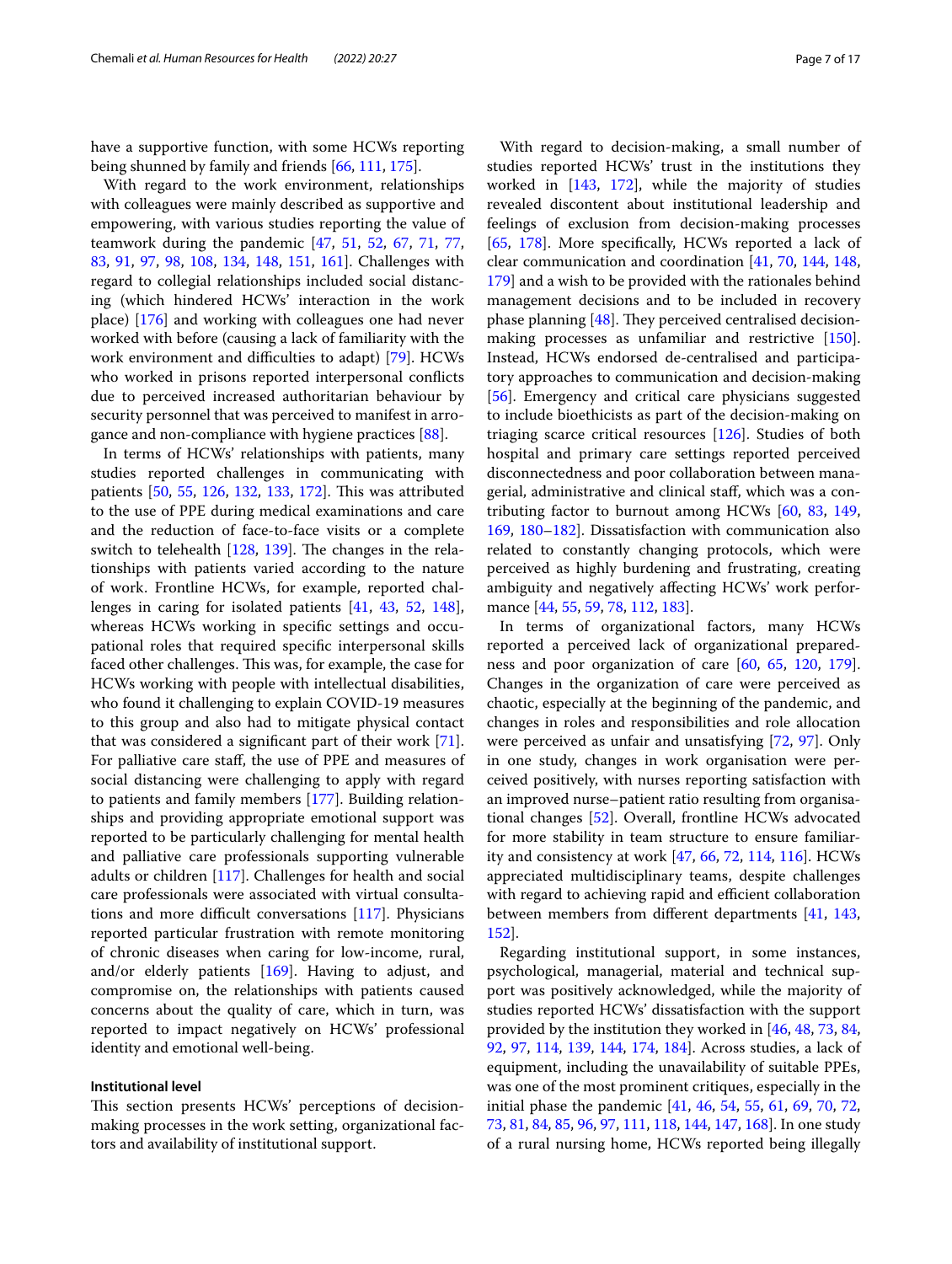have a supportive function, with some HCWs reporting being shunned by family and friends [66, 111, 175].

With regard to the work environment, relationships with colleagues were mainly described as supportive and empowering, with various studies reporting the value of teamwork during the pandemic [47, 51, 52, 67, 71, 77, 83, 91, 97, 98, 108, 134, 148, 151, 161]. Challenges with regard to collegial relationships included social distancing (which hindered HCWs' interaction in the work place) [176] and working with colleagues one had never worked with before (causing a lack of familiarity with the work environment and difficulties to adapt) [79]. HCWs who worked in prisons reported interpersonal conflicts due to perceived increased authoritarian behaviour by security personnel that was perceived to manifest in arrogance and non-compliance with hygiene practices [88].

In terms of HCWs' relationships with patients, many studies reported challenges in communicating with patients [50, 55, 126, 132, 133, 172]. This was attributed to the use of PPE during medical examinations and care and the reduction of face-to-face visits or a complete switch to telehealth [128, 139]. The changes in the relationships with patients varied according to the nature of work. Frontline HCWs, for example, reported challenges in caring for isolated patients [41, 43, 52, 148], whereas HCWs working in specific settings and occupational roles that required specific interpersonal skills faced other challenges. This was, for example, the case for HCWs working with people with intellectual disabilities, who found it challenging to explain COVID-19 measures to this group and also had to mitigate physical contact that was considered a significant part of their work [71]. For palliative care staff, the use of PPE and measures of social distancing were challenging to apply with regard to patients and family members [177]. Building relationships and providing appropriate emotional support was reported to be particularly challenging for mental health and palliative care professionals supporting vulnerable adults or children [117]. Challenges for health and social care professionals were associated with virtual consultations and more difficult conversations [117]. Physicians reported particular frustration with remote monitoring of chronic diseases when caring for low-income, rural, and/or elderly patients [169]. Having to adjust, and compromise on, the relationships with patients caused concerns about the quality of care, which in turn, was reported to impact negatively on HCWs' professional identity and emotional well-being.

#### Institutional level

This section presents HCWs' perceptions of decision-making processes in the work setting, organizational factors and availability of institutional support.

With regard to decision-making, a small number of studies reported HCWs' trust in the institutions they worked in [143, 172], while the majority of studies revealed discontent about institutional leadership and feelings of exclusion from decision-making processes [65, 178]. More specifically, HCWs reported a lack of clear communication and coordination [41, 70, 144, 148, 179] and a wish to be provided with the rationales behind management decisions and to be included in recovery phase planning [48]. They perceived centralised decision-making processes as unfamiliar and restrictive [150]. Instead, HCWs endorsed de-centralised and participatory approaches to communication and decision-making [56]. Emergency and critical care physicians suggested to include bioethicists as part of the decision-making on triaging scarce critical resources [126]. Studies of both hospital and primary care settings reported perceived disconnectedness and poor collaboration between managerial, administrative and clinical staff, which was a contributing factor to burnout among HCWs [60, 83, 149, 169, 180–182]. Dissatisfaction with communication also related to constantly changing protocols, which were perceived as highly burdening and frustrating, creating ambiguity and negatively affecting HCWs' work performance [44, 55, 59, 78, 112, 183].

In terms of organizational factors, many HCWs reported a perceived lack of organizational preparedness and poor organization of care [60, 65, 120, 179]. Changes in the organization of care were perceived as chaotic, especially at the beginning of the pandemic, and changes in roles and responsibilities and role allocation were perceived as unfair and unsatisfying [72, 97]. Only in one study, changes in work organisation were perceived positively, with nurses reporting satisfaction with an improved nurse–patient ratio resulting from organisational changes [52]. Overall, frontline HCWs advocated for more stability in team structure to ensure familiarity and consistency at work [47, 66, 72, 114, 116]. HCWs appreciated multidisciplinary teams, despite challenges with regard to achieving rapid and efficient collaboration between members from different departments [41, 143, 152].

Regarding institutional support, in some instances, psychological, managerial, material and technical support was positively acknowledged, while the majority of studies reported HCWs' dissatisfaction with the support provided by the institution they worked in [46, 48, 73, 84, 92, 97, 114, 139, 144, 174, 184]. Across studies, a lack of equipment, including the unavailability of suitable PPEs, was one of the most prominent critiques, especially in the initial phase the pandemic [41, 46, 54, 55, 61, 69, 70, 72, 73, 81, 84, 85, 96, 97, 111, 118, 144, 147, 168]. In one study of a rural nursing home, HCWs reported being illegally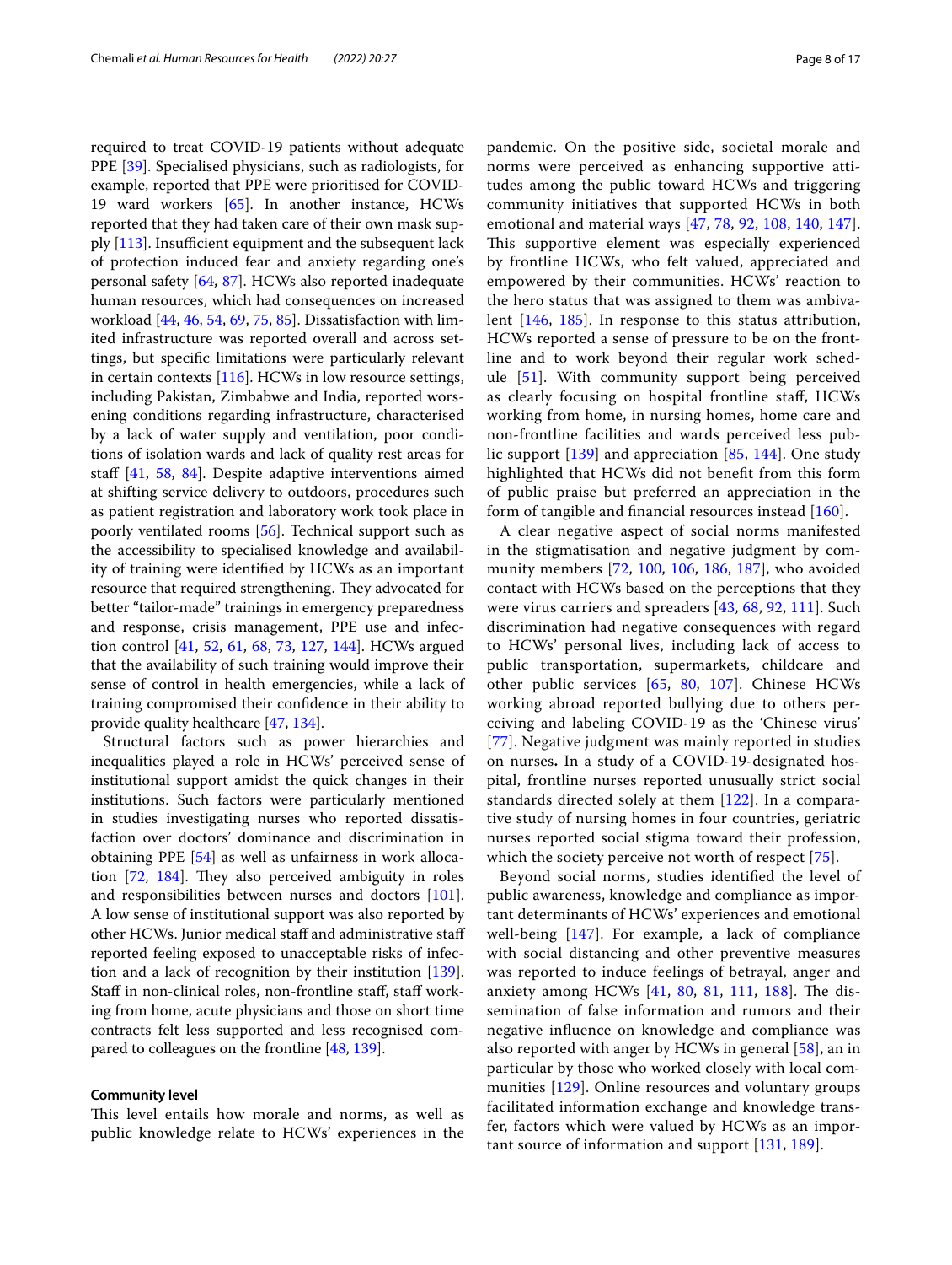required to treat COVID-19 patients without adequate PPE [39]. Specialised physicians, such as radiologists, for example, reported that PPE were prioritised for COVID-19 ward workers [65]. In another instance, HCWs reported that they had taken care of their own mask supply [113]. Insufficient equipment and the subsequent lack of protection induced fear and anxiety regarding one's personal safety [64, 87]. HCWs also reported inadequate human resources, which had consequences on increased workload [44, 46, 54, 69, 75, 85]. Dissatisfaction with limited infrastructure was reported overall and across settings, but specific limitations were particularly relevant in certain contexts [116]. HCWs in low resource settings, including Pakistan, Zimbabwe and India, reported worsening conditions regarding infrastructure, characterised by a lack of water supply and ventilation, poor conditions of isolation wards and lack of quality rest areas for staff [41, 58, 84]. Despite adaptive interventions aimed at shifting service delivery to outdoors, procedures such as patient registration and laboratory work took place in poorly ventilated rooms [56]. Technical support such as the accessibility to specialised knowledge and availability of training were identified by HCWs as an important resource that required strengthening. They advocated for better "tailor-made" trainings in emergency preparedness and response, crisis management, PPE use and infection control [41, 52, 61, 68, 73, 127, 144]. HCWs argued that the availability of such training would improve their sense of control in health emergencies, while a lack of training compromised their confidence in their ability to provide quality healthcare [47, 134].

Structural factors such as power hierarchies and inequalities played a role in HCWs' perceived sense of institutional support amidst the quick changes in their institutions. Such factors were particularly mentioned in studies investigating nurses who reported dissatisfaction over doctors' dominance and discrimination in obtaining PPE [54] as well as unfairness in work allocation [72, 184]. They also perceived ambiguity in roles and responsibilities between nurses and doctors [101]. A low sense of institutional support was also reported by other HCWs. Junior medical staff and administrative staff reported feeling exposed to unacceptable risks of infection and a lack of recognition by their institution [139]. Staff in non-clinical roles, non-frontline staff, staff working from home, acute physicians and those on short time contracts felt less supported and less recognised compared to colleagues on the frontline [48, 139].

#### Community level

This level entails how morale and norms, as well as public knowledge relate to HCWs' experiences in the pandemic. On the positive side, societal morale and norms were perceived as enhancing supportive attitudes among the public toward HCWs and triggering community initiatives that supported HCWs in both emotional and material ways [47, 78, 92, 108, 140, 147]. This supportive element was especially experienced by frontline HCWs, who felt valued, appreciated and empowered by their communities. HCWs' reaction to the hero status that was assigned to them was ambivalent [146, 185]. In response to this status attribution, HCWs reported a sense of pressure to be on the frontline and to work beyond their regular work schedule [51]. With community support being perceived as clearly focusing on hospital frontline staff, HCWs working from home, in nursing homes, home care and non-frontline facilities and wards perceived less public support [139] and appreciation [85, 144]. One study highlighted that HCWs did not benefit from this form of public praise but preferred an appreciation in the form of tangible and financial resources instead [160].

A clear negative aspect of social norms manifested in the stigmatisation and negative judgment by community members [72, 100, 106, 186, 187], who avoided contact with HCWs based on the perceptions that they were virus carriers and spreaders [43, 68, 92, 111]. Such discrimination had negative consequences with regard to HCWs' personal lives, including lack of access to public transportation, supermarkets, childcare and other public services [65, 80, 107]. Chinese HCWs working abroad reported bullying due to others perceiving and labeling COVID-19 as the 'Chinese virus' [77]. Negative judgment was mainly reported in studies on nurses**.** In a study of a COVID-19-designated hospital, frontline nurses reported unusually strict social standards directed solely at them [122]. In a comparative study of nursing homes in four countries, geriatric nurses reported social stigma toward their profession, which the society perceive not worth of respect [75].

Beyond social norms, studies identified the level of public awareness, knowledge and compliance as important determinants of HCWs' experiences and emotional well-being [147]. For example, a lack of compliance with social distancing and other preventive measures was reported to induce feelings of betrayal, anger and anxiety among HCWs [41, 80, 81, 111, 188]. The dissemination of false information and rumors and their negative influence on knowledge and compliance was also reported with anger by HCWs in general [58], an in particular by those who worked closely with local communities [129]. Online resources and voluntary groups facilitated information exchange and knowledge transfer, factors which were valued by HCWs as an important source of information and support [131, 189].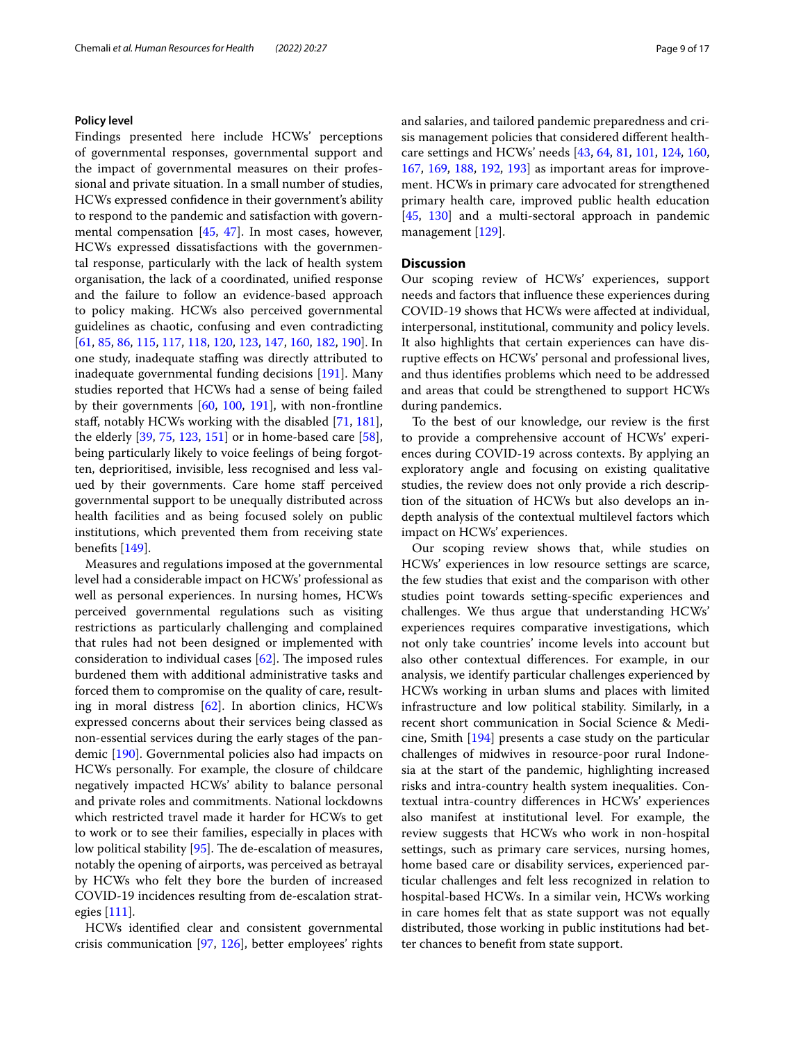#### Policy level

Findings presented here include HCWs' perceptions of governmental responses, governmental support and the impact of governmental measures on their professional and private situation. In a small number of studies, HCWs expressed confidence in their government's ability to respond to the pandemic and satisfaction with governmental compensation [45, 47]. In most cases, however, HCWs expressed dissatisfactions with the governmental response, particularly with the lack of health system organisation, the lack of a coordinated, unified response and the failure to follow an evidence-based approach to policy making. HCWs also perceived governmental guidelines as chaotic, confusing and even contradicting [61, 85, 86, 115, 117, 118, 120, 123, 147, 160, 182, 190]. In one study, inadequate staffing was directly attributed to inadequate governmental funding decisions [191]. Many studies reported that HCWs had a sense of being failed by their governments [60, 100, 191], with non-frontline staff, notably HCWs working with the disabled [71, 181], the elderly [39, 75, 123, 151] or in home-based care [58], being particularly likely to voice feelings of being forgotten, deprioritised, invisible, less recognised and less valued by their governments. Care home staff perceived governmental support to be unequally distributed across health facilities and as being focused solely on public institutions, which prevented them from receiving state benefits [149].

Measures and regulations imposed at the governmental level had a considerable impact on HCWs' professional as well as personal experiences. In nursing homes, HCWs perceived governmental regulations such as visiting restrictions as particularly challenging and complained that rules had not been designed or implemented with consideration to individual cases [62]. The imposed rules burdened them with additional administrative tasks and forced them to compromise on the quality of care, resulting in moral distress [62]. In abortion clinics, HCWs expressed concerns about their services being classed as non-essential services during the early stages of the pandemic [190]. Governmental policies also had impacts on HCWs personally. For example, the closure of childcare negatively impacted HCWs' ability to balance personal and private roles and commitments. National lockdowns which restricted travel made it harder for HCWs to get to work or to see their families, especially in places with low political stability [95]. The de-escalation of measures, notably the opening of airports, was perceived as betrayal by HCWs who felt they bore the burden of increased COVID-19 incidences resulting from de-escalation strategies [111].

HCWs identified clear and consistent governmental crisis communication [97, 126], better employees' rights and salaries, and tailored pandemic preparedness and crisis management policies that considered different healthcare settings and HCWs' needs [43, 64, 81, 101, 124, 160, 167, 169, 188, 192, 193] as important areas for improvement. HCWs in primary care advocated for strengthened primary health care, improved public health education [45, 130] and a multi-sectoral approach in pandemic management [129].

## Discussion

Our scoping review of HCWs' experiences, support needs and factors that influence these experiences during COVID-19 shows that HCWs were affected at individual, interpersonal, institutional, community and policy levels. It also highlights that certain experiences can have disruptive effects on HCWs' personal and professional lives, and thus identifies problems which need to be addressed and areas that could be strengthened to support HCWs during pandemics.

To the best of our knowledge, our review is the first to provide a comprehensive account of HCWs' experiences during COVID-19 across contexts. By applying an exploratory angle and focusing on existing qualitative studies, the review does not only provide a rich description of the situation of HCWs but also develops an in-depth analysis of the contextual multilevel factors which impact on HCWs' experiences.

Our scoping review shows that, while studies on HCWs' experiences in low resource settings are scarce, the few studies that exist and the comparison with other studies point towards setting-specific experiences and challenges. We thus argue that understanding HCWs' experiences requires comparative investigations, which not only take countries' income levels into account but also other contextual differences. For example, in our analysis, we identify particular challenges experienced by HCWs working in urban slums and places with limited infrastructure and low political stability. Similarly, in a recent short communication in Social Science & Medicine, Smith [194] presents a case study on the particular challenges of midwives in resource-poor rural Indonesia at the start of the pandemic, highlighting increased risks and intra-country health system inequalities. Contextual intra-country differences in HCWs' experiences also manifest at institutional level. For example, the review suggests that HCWs who work in non-hospital settings, such as primary care services, nursing homes, home based care or disability services, experienced particular challenges and felt less recognized in relation to hospital-based HCWs. In a similar vein, HCWs working in care homes felt that as state support was not equally distributed, those working in public institutions had better chances to benefit from state support.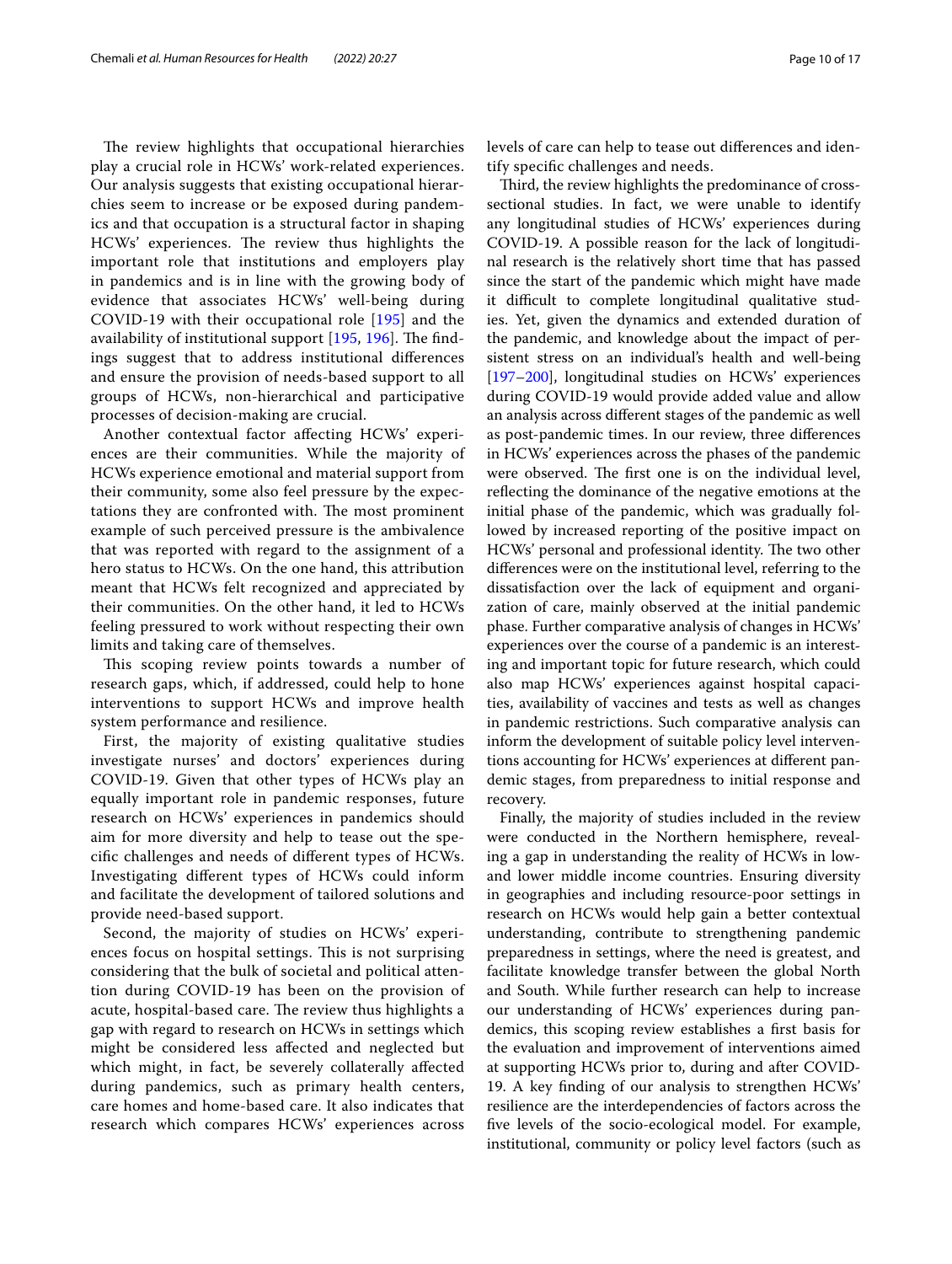The review highlights that occupational hierarchies play a crucial role in HCWs' work-related experiences. Our analysis suggests that existing occupational hierarchies seem to increase or be exposed during pandemics and that occupation is a structural factor in shaping HCWs' experiences. The review thus highlights the important role that institutions and employers play in pandemics and is in line with the growing body of evidence that associates HCWs' well-being during COVID-19 with their occupational role [195] and the availability of institutional support [195, 196]. The findings suggest that to address institutional differences and ensure the provision of needs-based support to all groups of HCWs, non-hierarchical and participative processes of decision-making are crucial.

Another contextual factor affecting HCWs' experiences are their communities. While the majority of HCWs experience emotional and material support from their community, some also feel pressure by the expectations they are confronted with. The most prominent example of such perceived pressure is the ambivalence that was reported with regard to the assignment of a hero status to HCWs. On the one hand, this attribution meant that HCWs felt recognized and appreciated by their communities. On the other hand, it led to HCWs feeling pressured to work without respecting their own limits and taking care of themselves.

This scoping review points towards a number of research gaps, which, if addressed, could help to hone interventions to support HCWs and improve health system performance and resilience.

First, the majority of existing qualitative studies investigate nurses' and doctors' experiences during COVID-19. Given that other types of HCWs play an equally important role in pandemic responses, future research on HCWs' experiences in pandemics should aim for more diversity and help to tease out the specific challenges and needs of different types of HCWs. Investigating different types of HCWs could inform and facilitate the development of tailored solutions and provide need-based support.

Second, the majority of studies on HCWs' experiences focus on hospital settings. This is not surprising considering that the bulk of societal and political attention during COVID-19 has been on the provision of acute, hospital-based care. The review thus highlights a gap with regard to research on HCWs in settings which might be considered less affected and neglected but which might, in fact, be severely collaterally affected during pandemics, such as primary health centers, care homes and home-based care. It also indicates that research which compares HCWs' experiences across levels of care can help to tease out differences and identify specific challenges and needs.

Third, the review highlights the predominance of cross-sectional studies. In fact, we were unable to identify any longitudinal studies of HCWs' experiences during COVID-19. A possible reason for the lack of longitudinal research is the relatively short time that has passed since the start of the pandemic which might have made it difficult to complete longitudinal qualitative studies. Yet, given the dynamics and extended duration of the pandemic, and knowledge about the impact of persistent stress on an individual's health and well-being [197–200], longitudinal studies on HCWs' experiences during COVID-19 would provide added value and allow an analysis across different stages of the pandemic as well as post-pandemic times. In our review, three differences in HCWs' experiences across the phases of the pandemic were observed. The first one is on the individual level, reflecting the dominance of the negative emotions at the initial phase of the pandemic, which was gradually followed by increased reporting of the positive impact on HCWs' personal and professional identity. The two other differences were on the institutional level, referring to the dissatisfaction over the lack of equipment and organization of care, mainly observed at the initial pandemic phase. Further comparative analysis of changes in HCWs' experiences over the course of a pandemic is an interesting and important topic for future research, which could also map HCWs' experiences against hospital capacities, availability of vaccines and tests as well as changes in pandemic restrictions. Such comparative analysis can inform the development of suitable policy level interventions accounting for HCWs' experiences at different pandemic stages, from preparedness to initial response and recovery.

Finally, the majority of studies included in the review were conducted in the Northern hemisphere, revealing a gap in understanding the reality of HCWs in low- and lower middle income countries. Ensuring diversity in geographies and including resource-poor settings in research on HCWs would help gain a better contextual understanding, contribute to strengthening pandemic preparedness in settings, where the need is greatest, and facilitate knowledge transfer between the global North and South. While further research can help to increase our understanding of HCWs' experiences during pandemics, this scoping review establishes a first basis for the evaluation and improvement of interventions aimed at supporting HCWs prior to, during and after COVID-19. A key finding of our analysis to strengthen HCWs' resilience are the interdependencies of factors across the five levels of the socio-ecological model. For example, institutional, community or policy level factors (such as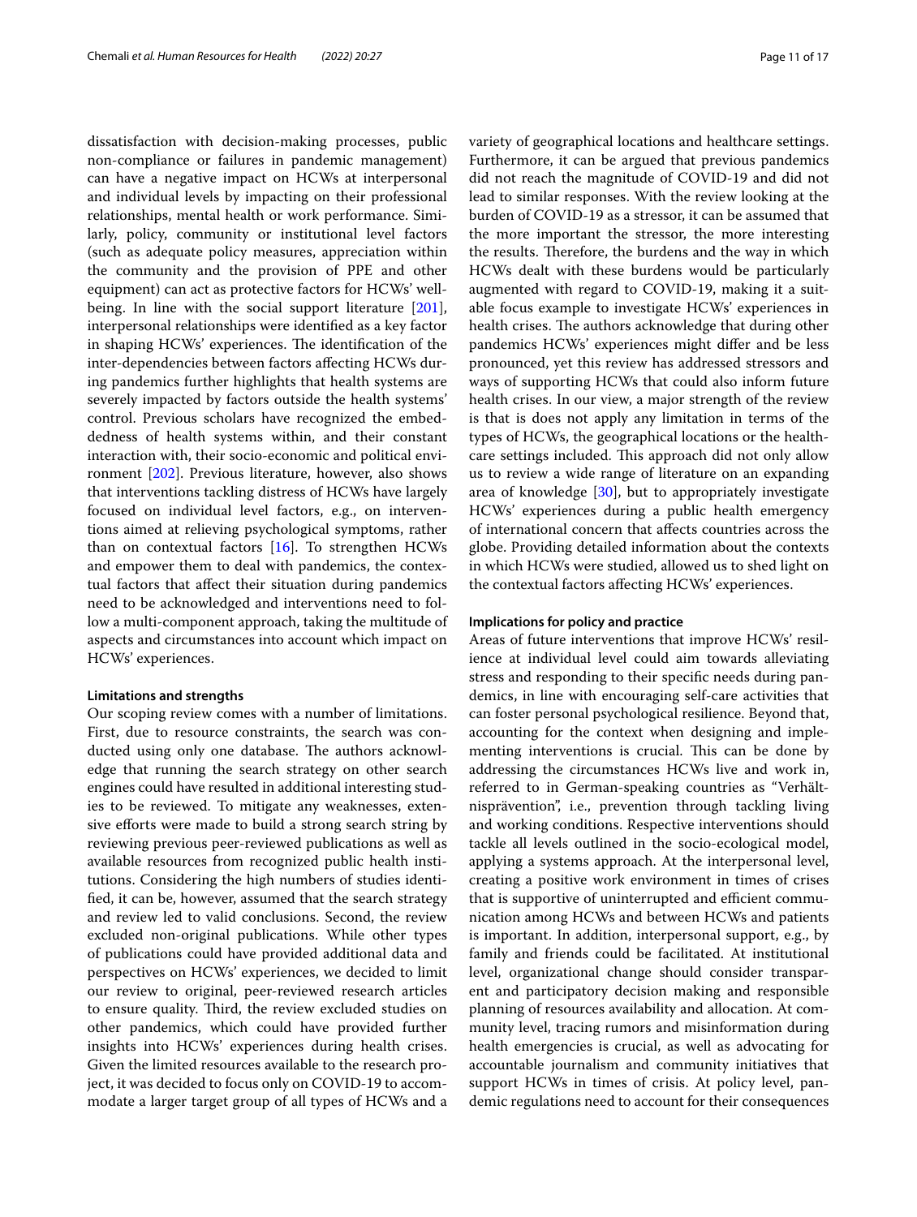dissatisfaction with decision-making processes, public non-compliance or failures in pandemic management) can have a negative impact on HCWs at interpersonal and individual levels by impacting on their professional relationships, mental health or work performance. Similarly, policy, community or institutional level factors (such as adequate policy measures, appreciation within the community and the provision of PPE and other equipment) can act as protective factors for HCWs' well-being. In line with the social support literature [201], interpersonal relationships were identified as a key factor in shaping HCWs' experiences. The identification of the inter-dependencies between factors affecting HCWs during pandemics further highlights that health systems are severely impacted by factors outside the health systems' control. Previous scholars have recognized the embeddedness of health systems within, and their constant interaction with, their socio-economic and political environment [202]. Previous literature, however, also shows that interventions tackling distress of HCWs have largely focused on individual level factors, e.g., on interventions aimed at relieving psychological symptoms, rather than on contextual factors [16]. To strengthen HCWs and empower them to deal with pandemics, the contextual factors that affect their situation during pandemics need to be acknowledged and interventions need to follow a multi-component approach, taking the multitude of aspects and circumstances into account which impact on HCWs' experiences.

#### Limitations and strengths

Our scoping review comes with a number of limitations. First, due to resource constraints, the search was conducted using only one database. The authors acknowledge that running the search strategy on other search engines could have resulted in additional interesting studies to be reviewed. To mitigate any weaknesses, extensive efforts were made to build a strong search string by reviewing previous peer-reviewed publications as well as available resources from recognized public health institutions. Considering the high numbers of studies identified, it can be, however, assumed that the search strategy and review led to valid conclusions. Second, the review excluded non-original publications. While other types of publications could have provided additional data and perspectives on HCWs' experiences, we decided to limit our review to original, peer-reviewed research articles to ensure quality. Third, the review excluded studies on other pandemics, which could have provided further insights into HCWs' experiences during health crises. Given the limited resources available to the research project, it was decided to focus only on COVID-19 to accommodate a larger target group of all types of HCWs and a variety of geographical locations and healthcare settings. Furthermore, it can be argued that previous pandemics did not reach the magnitude of COVID-19 and did not lead to similar responses. With the review looking at the burden of COVID-19 as a stressor, it can be assumed that the more important the stressor, the more interesting the results. Therefore, the burdens and the way in which HCWs dealt with these burdens would be particularly augmented with regard to COVID-19, making it a suitable focus example to investigate HCWs' experiences in health crises. The authors acknowledge that during other pandemics HCWs' experiences might differ and be less pronounced, yet this review has addressed stressors and ways of supporting HCWs that could also inform future health crises. In our view, a major strength of the review is that is does not apply any limitation in terms of the types of HCWs, the geographical locations or the healthcare settings included. This approach did not only allow us to review a wide range of literature on an expanding area of knowledge [30], but to appropriately investigate HCWs' experiences during a public health emergency of international concern that affects countries across the globe. Providing detailed information about the contexts in which HCWs were studied, allowed us to shed light on the contextual factors affecting HCWs' experiences.

#### Implications for policy and practice

Areas of future interventions that improve HCWs' resilience at individual level could aim towards alleviating stress and responding to their specific needs during pandemics, in line with encouraging self-care activities that can foster personal psychological resilience. Beyond that, accounting for the context when designing and implementing interventions is crucial. This can be done by addressing the circumstances HCWs live and work in, referred to in German-speaking countries as "Verhältnisprävention", i.e., prevention through tackling living and working conditions. Respective interventions should tackle all levels outlined in the socio-ecological model, applying a systems approach. At the interpersonal level, creating a positive work environment in times of crises that is supportive of uninterrupted and efficient communication among HCWs and between HCWs and patients is important. In addition, interpersonal support, e.g., by family and friends could be facilitated. At institutional level, organizational change should consider transparent and participatory decision making and responsible planning of resources availability and allocation. At community level, tracing rumors and misinformation during health emergencies is crucial, as well as advocating for accountable journalism and community initiatives that support HCWs in times of crisis. At policy level, pandemic regulations need to account for their consequences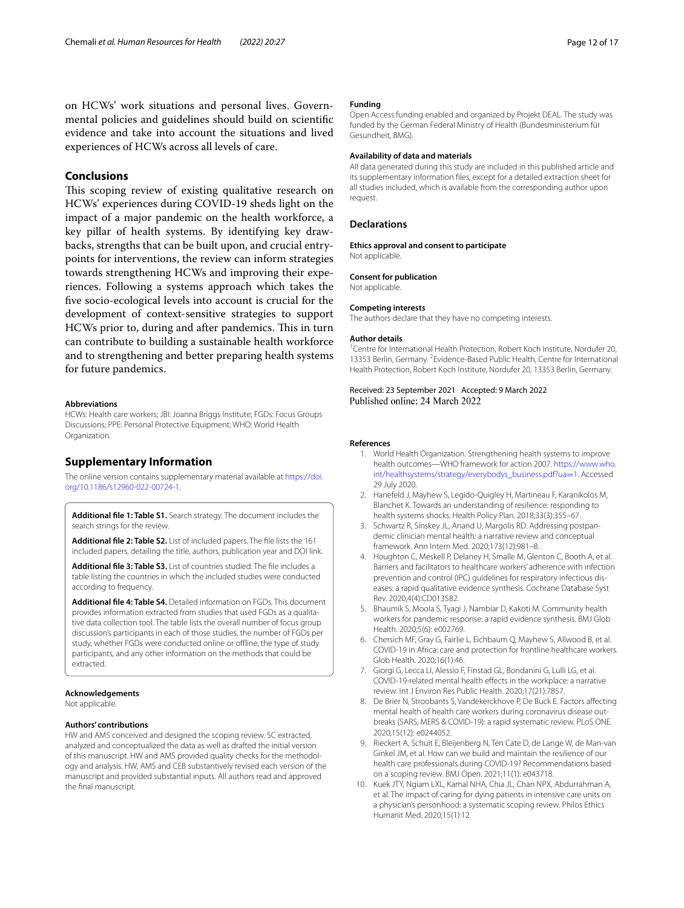on HCWs' work situations and personal lives. Governmental policies and guidelines should build on scientific evidence and take into account the situations and lived experiences of HCWs across all levels of care.

## Conclusions

This scoping review of existing qualitative research on HCWs' experiences during COVID-19 sheds light on the impact of a major pandemic on the health workforce, a key pillar of health systems. By identifying key drawbacks, strengths that can be built upon, and crucial entry-points for interventions, the review can inform strategies towards strengthening HCWs and improving their experiences. Following a systems approach which takes the five socio-ecological levels into account is crucial for the development of context-sensitive strategies to support HCWs prior to, during and after pandemics. This in turn can contribute to building a sustainable health workforce and to strengthening and better preparing health systems for future pandemics.

#### Abbreviations

HCWs: Health care workers; JBI: Joanna Briggs Institute; FGDs: Focus Groups Discussions; PPE: Personal Protective Equipment; WHO: World Health Organization.

## Supplementary Information

The online version contains supplementary material available at https://doi.org/10.1186/s12960-022-00724-1.

**Additional file 1: Table S1.** Search strategy. The document includes the search strings for the review.

**Additional file 2: Table S2.** List of included papers. The file lists the 161 included papers, detailing the title, authors, publication year and DOI link.

**Additional file 3: Table S3.** List of countries studied. The file includes a table listing the countries in which the included studies were conducted according to frequency.

**Additional file 4: Table S4.** Detailed information on FGDs. This document provides information extracted from studies that used FGDs as a qualitative data collection tool. The table lists the overall number of focus group discussion's participants in each of those studies, the number of FGDs per study, whether FGDs were conducted online or offline, the type of study participants, and any other information on the methods that could be extracted.

#### Acknowledgements

Not applicable.

#### Authors' contributions

HW and AMS conceived and designed the scoping review. SC extracted, analyzed and conceptualized the data as well as drafted the initial version of this manuscript. HW and AMS provided quality checks for the methodology and analysis. HW, AMS and CEB substantively revised each version of the manuscript and provided substantial inputs. All authors read and approved the final manuscript.

#### Funding

Open Access funding enabled and organized by Projekt DEAL. The study was funded by the German Federal Ministry of Health (Bundesministerium für Gesundheit, BMG).

#### Availability of data and materials

All data generated during this study are included in this published article and its supplementary information files, except for a detailed extraction sheet for all studies included, which is available from the corresponding author upon request.

### Declarations

#### Ethics approval and consent to participate

Not applicable.

#### Consent for publication

Not applicable.

#### Competing interests

The authors declare that they have no competing interests.

#### Author details

[1] Centre for International Health Protection, Robert Koch Institute, Nordufer 20, 13353 Berlin, Germany. [2] Evidence-Based Public Health, Centre for International Health Protection, Robert Koch Institute, Nordufer 20, 13353 Berlin, Germany.

Received: 23 September 2021 Accepted: 9 March 2022
Published online: 24 March 2022

#### References

1. World Health Organization. Strengthening health systems to improve health outcomes—WHO framework for action 2007. https://www.who.int/healthsystems/strategy/everybodys_business.pdf?ua=1. Accessed 29 July 2020.
2. Hanefeld J, Mayhew S, Legido-Quigley H, Martineau F, Karanikolos M, Blanchet K. Towards an understanding of resilience: responding to health systems shocks. Health Policy Plan. 2018;33(3):355–67.
3. Schwartz R, Sinskey JL, Anand U, Margolis RD. Addressing postpandemic clinician mental health: a narrative review and conceptual framework. Ann Intern Med. 2020;173(12):981–8.
4. Houghton C, Meskell P, Delaney H, Smalle M, Glenton C, Booth A, et al. Barriers and facilitators to healthcare workers' adherence with infection prevention and control (IPC) guidelines for respiratory infectious diseases: a rapid qualitative evidence synthesis. Cochrane Database Syst Rev. 2020;4(4):CD013582.
5. Bhaumik S, Moola S, Tyagi J, Nambiar D, Kakoti M. Community health workers for pandemic response: a rapid evidence synthesis. BMJ Glob Health. 2020;5(6): e002769.
6. Chersich MF, Gray G, Fairlie L, Eichbaum Q, Mayhew S, Allwood B, et al. COVID-19 in Africa: care and protection for frontline healthcare workers. Glob Health. 2020;16(1):46.
7. Giorgi G, Lecca LI, Alessio F, Finstad GL, Bondanini G, Lulli LG, et al. COVID-19-related mental health effects in the workplace: a narrative review. Int J Environ Res Public Health. 2020;17(21):7857.
8. De Brier N, Stroobants S, Vandekerckhove P, De Buck E. Factors affecting mental health of health care workers during coronavirus disease outbreaks (SARS, MERS & COVID-19): a rapid systematic review. PLoS ONE. 2020;15(12): e0244052.
9. Rieckert A, Schuit E, Bleijenberg N, Ten Cate D, de Lange W, de Man-van Ginkel JM, et al. How can we build and maintain the resilience of our health care professionals during COVID-19? Recommendations based on a scoping review. BMJ Open. 2021;11(1): e043718.
10. Kuek JTY, Ngiam LXL, Kamal NHA, Chia JL, Chan NPX, Abdurrahman A, et al. The impact of caring for dying patients in intensive care units on a physician's personhood: a systematic scoping review. Philos Ethics Humanit Med. 2020;15(1):12.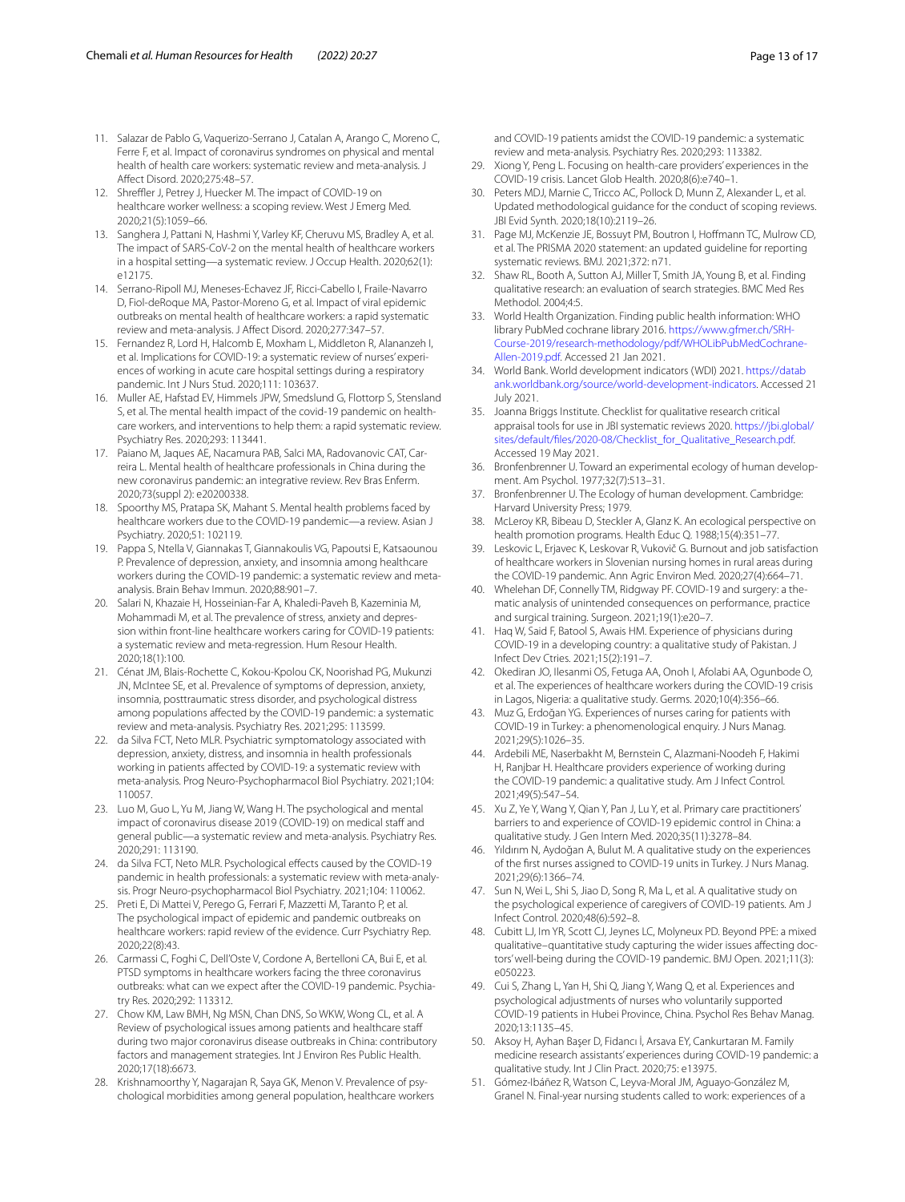11. Salazar de Pablo G, Vaquerizo-Serrano J, Catalan A, Arango C, Moreno C, Ferre F, et al. Impact of coronavirus syndromes on physical and mental health of health care workers: systematic review and meta-analysis. J Affect Disord. 2020;275:48–57.
12. Shreffler J, Petrey J, Huecker M. The impact of COVID-19 on healthcare worker wellness: a scoping review. West J Emerg Med. 2020;21(5):1059–66.
13. Sanghera J, Pattani N, Hashmi Y, Varley KF, Cheruvu MS, Bradley A, et al. The impact of SARS-CoV-2 on the mental health of healthcare workers in a hospital setting—a systematic review. J Occup Health. 2020;62(1): e12175.
14. Serrano-Ripoll MJ, Meneses-Echavez JF, Ricci-Cabello I, Fraile-Navarro D, Fiol-deRoque MA, Pastor-Moreno G, et al. Impact of viral epidemic outbreaks on mental health of healthcare workers: a rapid systematic review and meta-analysis. J Affect Disord. 2020;277:347–57.
15. Fernandez R, Lord H, Halcomb E, Moxham L, Middleton R, Alananzeh I, et al. Implications for COVID-19: a systematic review of nurses' experiences of working in acute care hospital settings during a respiratory pandemic. Int J Nurs Stud. 2020;111: 103637.
16. Muller AE, Hafstad EV, Himmels JPW, Smedslund G, Flottorp S, Stensland S, et al. The mental health impact of the covid-19 pandemic on healthcare workers, and interventions to help them: a rapid systematic review. Psychiatry Res. 2020;293: 113441.
17. Paiano M, Jaques AE, Nacamura PAB, Salci MA, Radovanovic CAT, Carreira L. Mental health of healthcare professionals in China during the new coronavirus pandemic: an integrative review. Rev Bras Enferm. 2020;73(suppl 2): e20200338.
18. Spoorthy MS, Pratapa SK, Mahant S. Mental health problems faced by healthcare workers due to the COVID-19 pandemic—a review. Asian J Psychiatr. 2020;51: 102119.
19. Pappa S, Ntella V, Giannakas T, Giannakoulis VG, Papoutsi E, Katsaounou P. Prevalence of depression, anxiety, and insomnia among healthcare workers during the COVID-19 pandemic: a systematic review and meta-analysis. Brain Behav Immun. 2020;88:901–7.
20. Salari N, Khazaie H, Hosseinian-Far A, Khaledi-Paveh B, Kazeminia M, Mohammadi M, et al. The prevalence of stress, anxiety and depression within front-line healthcare workers caring for COVID-19 patients: a systematic review and meta-regression. Hum Resour Health. 2020;18(1):100.
21. Cénat JM, Blais-Rochette C, Kokou-Kpolou CK, Noorishad PG, Mukunzi JN, McIntee SE, et al. Prevalence of symptoms of depression, anxiety, insomnia, posttraumatic stress disorder, and psychological distress among populations affected by the COVID-19 pandemic: a systematic review and meta-analysis. Psychiatry Res. 2021;295: 113599.
22. da Silva FCT, Neto MLR. Psychiatric symptomatology associated with depression, anxiety, distress, and insomnia in health professionals working in patients affected by COVID-19: a systematic review with meta-analysis. Prog Neuro-Psychopharmacol Biol Psychiatry. 2021;104: 110057.
23. Luo M, Guo L, Yu M, Jiang W, Wang H. The psychological and mental impact of coronavirus disease 2019 (COVID-19) on medical staff and general public—a systematic review and meta-analysis. Psychiatry Res. 2020;291: 113190.
24. da Silva FCT, Neto MLR. Psychological effects caused by the COVID-19 pandemic in health professionals: a systematic review with meta-analysis. Progr Neuro-psychopharmacol Biol Psychiatry. 2021;104: 110062.
25. Preti E, Di Mattei V, Perego G, Ferrari F, Mazzetti M, Taranto P, et al. The psychological impact of epidemic and pandemic outbreaks on healthcare workers: rapid review of the evidence. Curr Psychiatry Rep. 2020;22(8):43.
26. Carmassi C, Foghi C, Dell'Oste V, Cordone A, Bertelloni CA, Bui E, et al. PTSD symptoms in healthcare workers facing the three coronavirus outbreaks: what can we expect after the COVID-19 pandemic. Psychiatry Res. 2020;292: 113312.
27. Chow KM, Law BMH, Ng MSN, Chan DNS, So WKW, Wong CL, et al. A Review of psychological issues among patients and healthcare staff during two major coronavirus disease outbreaks in China: contributory factors and management strategies. Int J Environ Res Public Health. 2020;17(18):6673.
28. Krishnamoorthy Y, Nagarajan R, Saya GK, Menon V. Prevalence of psychological morbidities among general population, healthcare workers and COVID-19 patients amidst the COVID-19 pandemic: a systematic review and meta-analysis. Psychiatry Res. 2020;293: 113382.
29. Xiong Y, Peng L. Focusing on health-care providers' experiences in the COVID-19 crisis. Lancet Glob Health. 2020;8(6):e740–1.
30. Peters MDJ, Marnie C, Tricco AC, Pollock D, Munn Z, Alexander L, et al. Updated methodological guidance for the conduct of scoping reviews. JBI Evid Synth. 2020;18(10):2119–26.
31. Page MJ, McKenzie JE, Bossuyt PM, Boutron I, Hoffmann TC, Mulrow CD, et al. The PRISMA 2020 statement: an updated guideline for reporting systematic reviews. BMJ. 2021;372: n71.
32. Shaw RL, Booth A, Sutton AJ, Miller T, Smith JA, Young B, et al. Finding qualitative research: an evaluation of search strategies. BMC Med Res Methodol. 2004;4:5.
33. World Health Organization. Finding public health information: WHO library PubMed cochrane library 2016. https://www.gfmer.ch/SRH-Course-2019/research-methodology/pdf/WHOLibPubMedCochrane-Allen-2019.pdf. Accessed 21 Jan 2021.
34. World Bank. World development indicators (WDI) 2021. https://databank.worldbank.org/source/world-development-indicators. Accessed 21 July 2021.
35. Joanna Briggs Institute. Checklist for qualitative research critical appraisal tools for use in JBI systematic reviews 2020. https://jbi.global/sites/default/files/2020-08/Checklist_for_Qualitative_Research.pdf. Accessed 19 May 2021.
36. Bronfenbrenner U. Toward an experimental ecology of human development. Am Psychol. 1977;32(7):513–31.
37. Bronfenbrenner U. The Ecology of human development. Cambridge: Harvard University Press; 1979.
38. McLeroy KR, Bibeau D, Steckler A, Glanz K. An ecological perspective on health promotion programs. Health Educ Q. 1988;15(4):351–77.
39. Leskovic L, Erjavec K, Leskovar R, Vukovič G. Burnout and job satisfaction of healthcare workers in Slovenian nursing homes in rural areas during the COVID-19 pandemic. Ann Agric Environ Med. 2020;27(4):664–71.
40. Whelehan DF, Connelly TM, Ridgway PF. COVID-19 and surgery: a thematic analysis of unintended consequences on performance, practice and surgical training. Surgeon. 2021;19(1):e20–7.
41. Haq W, Said F, Batool S, Awais HM. Experience of physicians during COVID-19 in a developing country: a qualitative study of Pakistan. J Infect Dev Ctries. 2021;15(2):191–7.
42. Okediran JO, Ilesanmi OS, Fetuga AA, Onoh I, Afolabi AA, Ogunbode O, et al. The experiences of healthcare workers during the COVID-19 crisis in Lagos, Nigeria: a qualitative study. Germs. 2020;10(4):356–66.
43. Muz G, Erdoğan YG. Experiences of nurses caring for patients with COVID-19 in Turkey: a phenomenological enquiry. J Nurs Manag. 2021;29(5):1026–35.
44. Ardebili ME, Naserbakht M, Bernstein C, Alazmani-Noodeh F, Hakimi H, Ranjbar H. Healthcare providers experience of working during the COVID-19 pandemic: a qualitative study. Am J Infect Control. 2021;49(5):547–54.
45. Xu Z, Ye Y, Wang Y, Qian Y, Pan J, Lu Y, et al. Primary care practitioners' barriers to and experience of COVID-19 epidemic control in China: a qualitative study. J Gen Intern Med. 2020;35(11):3278–84.
46. Yıldırım N, Aydoğan A, Bulut M. A qualitative study on the experiences of the first nurses assigned to COVID-19 units in Turkey. J Nurs Manag. 2021;29(6):1366–74.
47. Sun N, Wei L, Shi S, Jiao D, Song R, Ma L, et al. A qualitative study on the psychological experience of caregivers of COVID-19 patients. Am J Infect Control. 2020;48(6):592–8.
48. Cubitt LJ, Im YR, Scott CJ, Jeynes LC, Molyneux PD. Beyond PPE: a mixed qualitative–quantitative study capturing the wider issues affecting doctors' well-being during the COVID-19 pandemic. BMJ Open. 2021;11(3): e050223.
49. Cui S, Zhang L, Yan H, Shi Q, Jiang Y, Wang Q, et al. Experiences and psychological adjustments of nurses who voluntarily supported COVID-19 patients in Hubei Province, China. Psychol Res Behav Manag. 2020;13:1135–45.
50. Aksoy H, Ayhan Başer D, Fidancı İ, Arsava EY, Cankurtaran M. Family medicine research assistants' experiences during COVID-19 pandemic: a qualitative study. Int J Clin Pract. 2020;75: e13975.
51. Gómez-Ibáñez R, Watson C, Leyva-Moral JM, Aguayo-González M, Granel N. Final-year nursing students called to work: experiences of a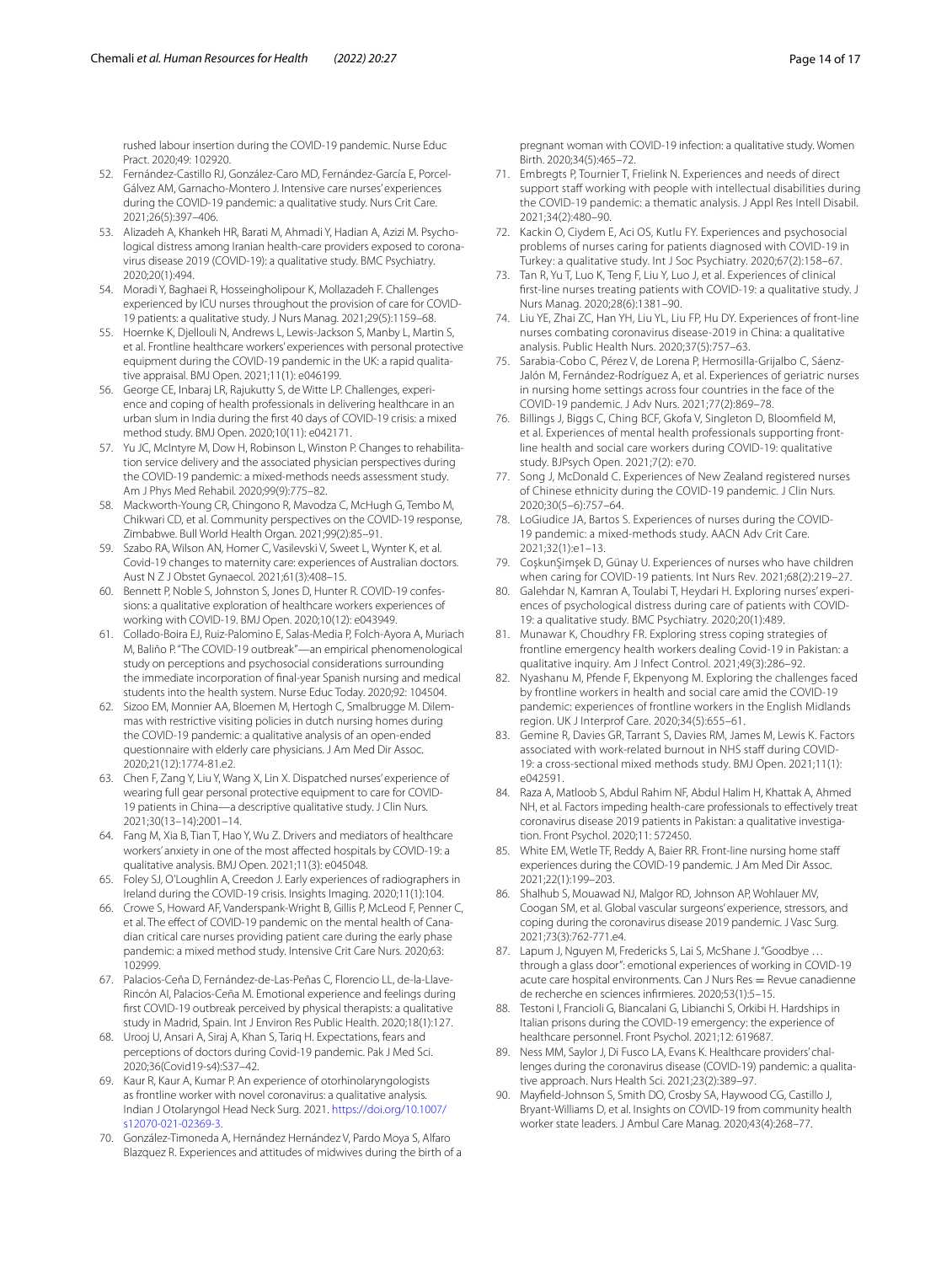rushed labour insertion during the COVID-19 pandemic. Nurse Educ Pract. 2020;49: 102920.

52. Fernández-Castillo RJ, González-Caro MD, Fernández-García E, Porcel-Gálvez AM, Garnacho-Montero J. Intensive care nurses' experiences during the COVID-19 pandemic: a qualitative study. Nurs Crit Care. 2021;26(5):397–406.
53. Alizadeh A, Khankeh HR, Barati M, Ahmadi Y, Hadian A, Azizi M. Psychological distress among Iranian health-care providers exposed to coronavirus disease 2019 (COVID-19): a qualitative study. BMC Psychiatry. 2020;20(1):494.
54. Moradi Y, Baghaei R, Hosseingholipour K, Mollazadeh F. Challenges experienced by ICU nurses throughout the provision of care for COVID-19 patients: a qualitative study. J Nurs Manag. 2021;29(5):1159–68.
55. Hoernke K, Djellouli N, Andrews L, Lewis-Jackson S, Manby L, Martin S, et al. Frontline healthcare workers' experiences with personal protective equipment during the COVID-19 pandemic in the UK: a rapid qualitative appraisal. BMJ Open. 2021;11(1): e046199.
56. George CE, Inbaraj LR, Rajukutty S, de Witte LP. Challenges, experience and coping of health professionals in delivering healthcare in an urban slum in India during the first 40 days of COVID-19 crisis: a mixed method study. BMJ Open. 2020;10(11): e042171.
57. Yu JC, McIntyre M, Dow H, Robinson L, Winston P. Changes to rehabilitation service delivery and the associated physician perspectives during the COVID-19 pandemic: a mixed-methods needs assessment study. Am J Phys Med Rehabil. 2020;99(9):775–82.
58. Mackworth-Young CR, Chingono R, Mavodza C, McHugh G, Tembo M, Chikwari CD, et al. Community perspectives on the COVID-19 response, Zimbabwe. Bull World Health Organ. 2021;99(2):85–91.
59. Szabo RA, Wilson AN, Homer C, Vasilevski V, Sweet L, Wynter K, et al. Covid-19 changes to maternity care: experiences of Australian doctors. Aust N Z J Obstet Gynaecol. 2021;61(3):408–15.
60. Bennett P, Noble S, Johnston S, Jones D, Hunter R. COVID-19 confessions: a qualitative exploration of healthcare workers experiences of working with COVID-19. BMJ Open. 2020;10(12): e043949.
61. Collado-Boira EJ, Ruiz-Palomino E, Salas-Media P, Folch-Ayora A, Muriach M, Baliño P. "The COVID-19 outbreak"—an empirical phenomenological study on perceptions and psychosocial considerations surrounding the immediate incorporation of final-year Spanish nursing and medical students into the health system. Nurse Educ Today. 2020;92: 104504.
62. Sizoo EM, Monnier AA, Bloemen M, Hertogh C, Smalbrugge M. Dilemmas with restrictive visiting policies in dutch nursing homes during the COVID-19 pandemic: a qualitative analysis of an open-ended questionnaire with elderly care physicians. J Am Med Dir Assoc. 2020;21(12):1774-81.e2.
63. Chen F, Zang Y, Liu Y, Wang X, Lin X. Dispatched nurses' experience of wearing full gear personal protective equipment to care for COVID-19 patients in China—a descriptive qualitative study. J Clin Nurs. 2021;30(13–14):2001–14.
64. Fang M, Xia B, Tian T, Hao Y, Wu Z. Drivers and mediators of healthcare workers' anxiety in one of the most affected hospitals by COVID-19: a qualitative analysis. BMJ Open. 2021;11(3): e045048.
65. Foley SJ, O'Loughlin A, Creedon J. Early experiences of radiographers in Ireland during the COVID-19 crisis. Insights Imaging. 2020;11(1):104.
66. Crowe S, Howard AF, Vanderspank-Wright B, Gillis P, McLeod F, Penner C, et al. The effect of COVID-19 pandemic on the mental health of Canadian critical care nurses providing patient care during the early phase pandemic: a mixed method study. Intensive Crit Care Nurs. 2020;63: 102999.
67. Palacios-Ceña D, Fernández-de-Las-Peñas C, Florencio LL, de-la-Llave-Rincón AI, Palacios-Ceña M. Emotional experience and feelings during first COVID-19 outbreak perceived by physical therapists: a qualitative study in Madrid, Spain. Int J Environ Res Public Health. 2020;18(1):127.
68. Urooj U, Ansari A, Siraj A, Khan S, Tariq H. Expectations, fears and perceptions of doctors during Covid-19 pandemic. Pak J Med Sci. 2020;36(Covid19-s4):S37–42.
69. Kaur R, Kaur A, Kumar P. An experience of otorhinolaryngologists as frontline worker with novel coronavirus: a qualitative analysis. Indian J Otolaryngol Head Neck Surg. 2021. https://doi.org/10.1007/s12070-021-02369-3.
70. González-Timoneda A, Hernández Hernández V, Pardo Moya S, Alfaro Blazquez R. Experiences and attitudes of midwives during the birth of a pregnant woman with COVID-19 infection: a qualitative study. Women Birth. 2020;34(5):465–72.
71. Embregts P, Tournier T, Frielink N. Experiences and needs of direct support staff working with people with intellectual disabilities during the COVID-19 pandemic: a thematic analysis. J Appl Res Intell Disabil. 2021;34(2):480–90.
72. Kackin O, Ciydem E, Aci OS, Kutlu FY. Experiences and psychosocial problems of nurses caring for patients diagnosed with COVID-19 in Turkey: a qualitative study. Int J Soc Psychiatry. 2020;67(2):158–67.
73. Tan R, Yu T, Luo K, Teng F, Liu Y, Luo J, et al. Experiences of clinical first-line nurses treating patients with COVID-19: a qualitative study. J Nurs Manag. 2020;28(6):1381–90.
74. Liu YE, Zhai ZC, Han YH, Liu YL, Liu FP, Hu DY. Experiences of front-line nurses combating coronavirus disease-2019 in China: a qualitative analysis. Public Health Nurs. 2020;37(5):757–63.
75. Sarabia-Cobo C, Pérez V, de Lorena P, Hermosilla-Grijalbo C, Sáenz-Jalón M, Fernández-Rodríguez A, et al. Experiences of geriatric nurses in nursing home settings across four countries in the face of the COVID-19 pandemic. J Adv Nurs. 2021;77(2):869–78.
76. Billings J, Biggs C, Ching BCF, Gkofa V, Singleton D, Bloomfield M, et al. Experiences of mental health professionals supporting front-line health and social care workers during COVID-19: qualitative study. BJPsych Open. 2021;7(2): e70.
77. Song J, McDonald C. Experiences of New Zealand registered nurses of Chinese ethnicity during the COVID-19 pandemic. J Clin Nurs. 2020;30(5–6):757–64.
78. LoGiudice JA, Bartos S. Experiences of nurses during the COVID-19 pandemic: a mixed-methods study. AACN Adv Crit Care. 2021;32(1):e1–13.
79. CoşkunŞimşek D, Günay U. Experiences of nurses who have children when caring for COVID-19 patients. Int Nurs Rev. 2021;68(2):219–27.
80. Galehdar N, Kamran A, Toulabi T, Heydari H. Exploring nurses' experiences of psychological distress during care of patients with COVID-19: a qualitative study. BMC Psychiatry. 2020;20(1):489.
81. Munawar K, Choudhry FR. Exploring stress coping strategies of frontline emergency health workers dealing Covid-19 in Pakistan: a qualitative inquiry. Am J Infect Control. 2021;49(3):286–92.
82. Nyashanu M, Pfende F, Ekpenyong M. Exploring the challenges faced by frontline workers in health and social care amid the COVID-19 pandemic: experiences of frontline workers in the English Midlands region. UK J Interprof Care. 2020;34(5):655–61.
83. Gemine R, Davies GR, Tarrant S, Davies RM, James M, Lewis K. Factors associated with work-related burnout in NHS staff during COVID-19: a cross-sectional mixed methods study. BMJ Open. 2021;11(1): e042591.
84. Raza A, Matloob S, Abdul Rahim NF, Abdul Halim H, Khattak A, Ahmed NH, et al. Factors impeding health-care professionals to effectively treat coronavirus disease 2019 patients in Pakistan: a qualitative investigation. Front Psychol. 2020;11: 572450.
85. White EM, Wetle TF, Reddy A, Baier RR. Front-line nursing home staff experiences during the COVID-19 pandemic. J Am Med Dir Assoc. 2021;22(1):199–203.
86. Shalhub S, Mouawad NJ, Malgor RD, Johnson AP, Wohlauer MV, Coogan SM, et al. Global vascular surgeons' experience, stressors, and coping during the coronavirus disease 2019 pandemic. J Vasc Surg. 2021;73(3):762-771.e4.
87. Lapum J, Nguyen M, Fredericks S, Lai S, McShane J. "Goodbye … through a glass door": emotional experiences of working in COVID-19 acute care hospital environments. Can J Nurs Res = Revue canadienne de recherche en sciences infirmieres. 2020;53(1):5–15.
88. Testoni I, Francioli G, Biancalani G, Libianchi S, Orkibi H. Hardships in Italian prisons during the COVID-19 emergency: the experience of healthcare personnel. Front Psychol. 2021;12: 619687.
89. Ness MM, Saylor J, Di Fusco LA, Evans K. Healthcare providers' challenges during the coronavirus disease (COVID-19) pandemic: a qualitative approach. Nurs Health Sci. 2021;23(2):389–97.
90. Mayfield-Johnson S, Smith DO, Crosby SA, Haywood CG, Castillo J, Bryant-Williams D, et al. Insights on COVID-19 from community health worker state leaders. J Ambul Care Manag. 2020;43(4):268–77.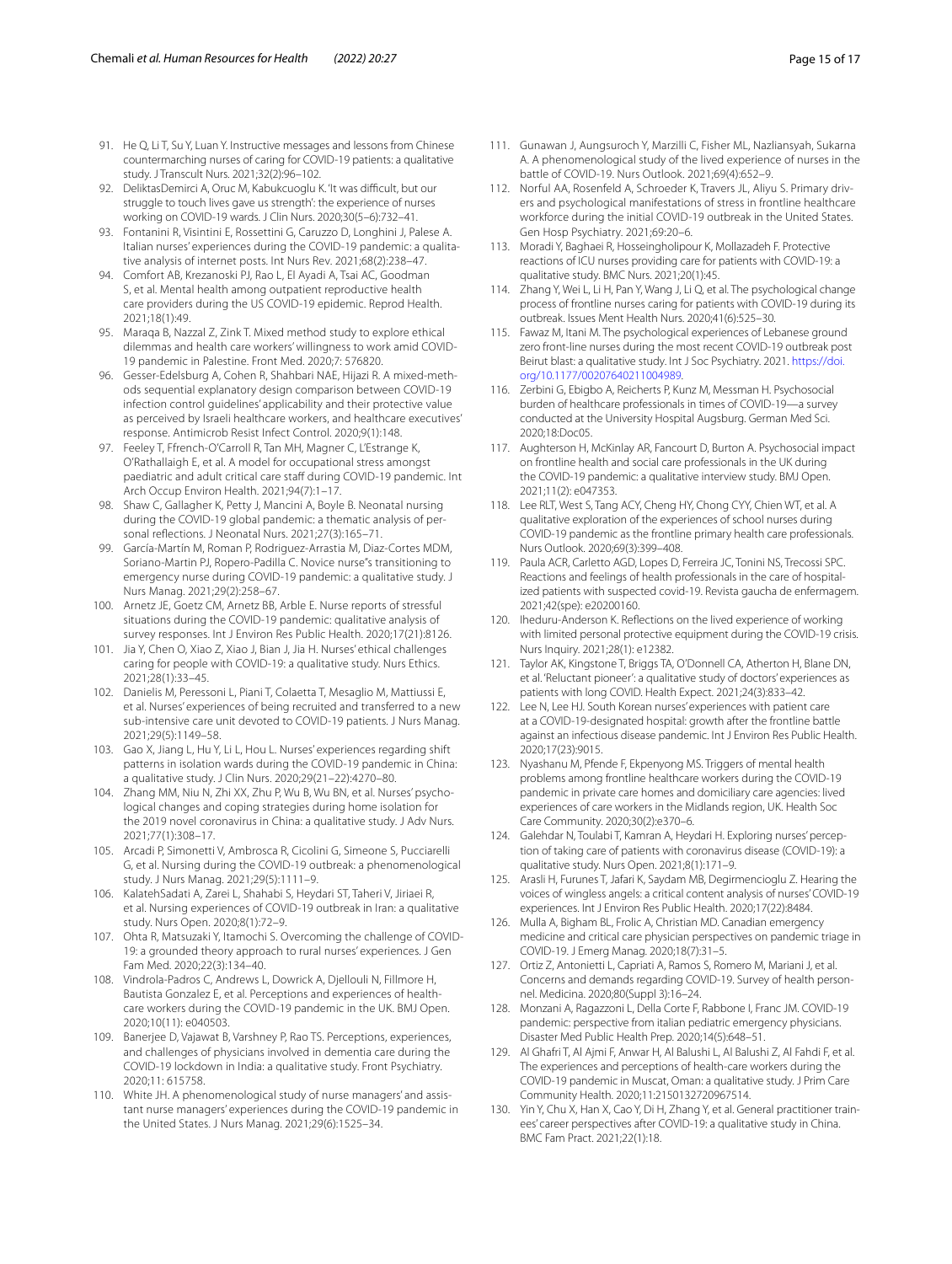91. He Q, Li T, Su Y, Luan Y. Instructive messages and lessons from Chinese countermarching nurses of caring for COVID-19 patients: a qualitative study. J Transcult Nurs. 2021;32(2):96–102.
92. DeliktasDemirci A, Oruc M, Kabukcuoglu K. 'It was difficult, but our struggle to touch lives gave us strength': the experience of nurses working on COVID-19 wards. J Clin Nurs. 2020;30(5–6):732–41.
93. Fontanini R, Visintini E, Rossettini G, Caruzzo D, Longhini J, Palese A. Italian nurses' experiences during the COVID-19 pandemic: a qualitative analysis of internet posts. Int Nurs Rev. 2021;68(2):238–47.
94. Comfort AB, Krezanoski PJ, Rao L, El Ayadi A, Tsai AC, Goodman S, et al. Mental health among outpatient reproductive health care providers during the US COVID-19 epidemic. Reprod Health. 2021;18(1):49.
95. Maraqa B, Nazzal Z, Zink T. Mixed method study to explore ethical dilemmas and health care workers' willingness to work amid COVID-19 pandemic in Palestine. Front Med. 2020;7: 576820.
96. Gesser-Edelsburg A, Cohen R, Shahbari NAE, Hijazi R. A mixed-methods sequential explanatory design comparison between COVID-19 infection control guidelines' applicability and their protective value as perceived by Israeli healthcare workers, and healthcare executives' response. Antimicrob Resist Infect Control. 2020;9(1):148.
97. Feeley T, Ffrench-O'Carroll R, Tan MH, Magner C, L'Estrange K, O'Rathallaigh E, et al. A model for occupational stress amongst paediatric and adult critical care staff during COVID-19 pandemic. Int Arch Occup Environ Health. 2021;94(7):1–17.
98. Shaw C, Gallagher K, Petty J, Mancini A, Boyle B. Neonatal nursing during the COVID-19 global pandemic: a thematic analysis of personal reflections. J Neonatal Nurs. 2021;27(3):165–71.
99. García-Martín M, Roman P, Rodriguez-Arrastia M, Diaz-Cortes MDM, Soriano-Martin PJ, Ropero-Padilla C. Novice nurse"s transitioning to emergency nurse during COVID-19 pandemic: a qualitative study. J Nurs Manag. 2021;29(2):258–67.
100. Arnetz JE, Goetz CM, Arnetz BB, Arble E. Nurse reports of stressful situations during the COVID-19 pandemic: qualitative analysis of survey responses. Int J Environ Res Public Health. 2020;17(21):8126.
101. Jia Y, Chen O, Xiao Z, Xiao J, Bian J, Jia H. Nurses' ethical challenges caring for people with COVID-19: a qualitative study. Nurs Ethics. 2021;28(1):33–45.
102. Danielis M, Peressoni L, Piani T, Colaetta T, Mesaglio M, Mattiussi E, et al. Nurses' experiences of being recruited and transferred to a new sub-intensive care unit devoted to COVID-19 patients. J Nurs Manag. 2021;29(5):1149–58.
103. Gao X, Jiang L, Hu Y, Li L, Hou L. Nurses' experiences regarding shift patterns in isolation wards during the COVID-19 pandemic in China: a qualitative study. J Clin Nurs. 2020;29(21–22):4270–80.
104. Zhang MM, Niu N, Zhi XX, Zhu P, Wu B, Wu BN, et al. Nurses' psychological changes and coping strategies during home isolation for the 2019 novel coronavirus in China: a qualitative study. J Adv Nurs. 2021;77(1):308–17.
105. Arcadi P, Simonetti V, Ambrosca R, Cicolini G, Simeone S, Pucciarelli G, et al. Nursing during the COVID-19 outbreak: a phenomenological study. J Nurs Manag. 2021;29(5):1111–9.
106. KalatehSadati A, Zarei L, Shahabi S, Heydari ST, Taheri V, Jiriaei R, et al. Nursing experiences of COVID-19 outbreak in Iran: a qualitative study. Nurs Open. 2020;8(1):72–9.
107. Ohta R, Matsuzaki Y, Itamochi S. Overcoming the challenge of COVID-19: a grounded theory approach to rural nurses' experiences. J Gen Fam Med. 2020;22(3):134–40.
108. Vindrola-Padros C, Andrews L, Dowrick A, Djellouli N, Fillmore H, Bautista Gonzalez E, et al. Perceptions and experiences of healthcare workers during the COVID-19 pandemic in the UK. BMJ Open. 2020;10(11): e040503.
109. Banerjee D, Vajawat B, Varshney P, Rao TS. Perceptions, experiences, and challenges of physicians involved in dementia care during the COVID-19 lockdown in India: a qualitative study. Front Psychiatry. 2020;11: 615758.
110. White JH. A phenomenological study of nurse managers' and assistant nurse managers' experiences during the COVID-19 pandemic in the United States. J Nurs Manag. 2021;29(6):1525–34.
111. Gunawan J, Aungsuroch Y, Marzilli C, Fisher ML, Nazliansyah, Sukarna A. A phenomenological study of the lived experience of nurses in the battle of COVID-19. Nurs Outlook. 2021;69(4):652–9.
112. Norful AA, Rosenfeld A, Schroeder K, Travers JL, Aliyu S. Primary drivers and psychological manifestations of stress in frontline healthcare workforce during the initial COVID-19 outbreak in the United States. Gen Hosp Psychiatry. 2021;69:20–6.
113. Moradi Y, Baghaei R, Hosseingholipour K, Mollazadeh F. Protective reactions of ICU nurses providing care for patients with COVID-19: a qualitative study. BMC Nurs. 2021;20(1):45.
114. Zhang Y, Wei L, Li H, Pan Y, Wang J, Li Q, et al. The psychological change process of frontline nurses caring for patients with COVID-19 during its outbreak. Issues Ment Health Nurs. 2020;41(6):525–30.
115. Fawaz M, Itani M. The psychological experiences of Lebanese ground zero front-line nurses during the most recent COVID-19 outbreak post Beirut blast: a qualitative study. Int J Soc Psychiatry. 2021. https://doi.org/10.1177/00207640211004989.
116. Zerbini G, Ebigbo A, Reicherts P, Kunz M, Messman H. Psychosocial burden of healthcare professionals in times of COVID-19—a survey conducted at the University Hospital Augsburg. German Med Sci. 2020;18:Doc05.
117. Aughterson H, McKinlay AR, Fancourt D, Burton A. Psychosocial impact on frontline health and social care professionals in the UK during the COVID-19 pandemic: a qualitative interview study. BMJ Open. 2021;11(2): e047353.
118. Lee RLT, West S, Tang ACY, Cheng HY, Chong CYY, Chien WT, et al. A qualitative exploration of the experiences of school nurses during COVID-19 pandemic as the frontline primary health care professionals. Nurs Outlook. 2020;69(3):399–408.
119. Paula ACR, Carletto AGD, Lopes D, Ferreira JC, Tonini NS, Trecossi SPC. Reactions and feelings of health professionals in the care of hospitalized patients with suspected covid-19. Revista gaucha de enfermagem. 2021;42(spe): e20200160.
120. Iheduru-Anderson K. Reflections on the lived experience of working with limited personal protective equipment during the COVID-19 crisis. Nurs Inquiry. 2021;28(1): e12382.
121. Taylor AK, Kingstone T, Briggs TA, O'Donnell CA, Atherton H, Blane DN, et al. 'Reluctant pioneer': a qualitative study of doctors' experiences as patients with long COVID. Health Expect. 2021;24(3):833–42.
122. Lee N, Lee HJ. South Korean nurses' experiences with patient care at a COVID-19-designated hospital: growth after the frontline battle against an infectious disease pandemic. Int J Environ Res Public Health. 2020;17(23):9015.
123. Nyashanu M, Pfende F, Ekpenyong MS. Triggers of mental health problems among frontline healthcare workers during the COVID-19 pandemic in private care homes and domiciliary care agencies: lived experiences of care workers in the Midlands region, UK. Health Soc Care Community. 2020;30(2):e370–6.
124. Galehdar N, Toulabi T, Kamran A, Heydari H. Exploring nurses' perception of taking care of patients with coronavirus disease (COVID-19): a qualitative study. Nurs Open. 2021;8(1):171–9.
125. Arasli H, Furunes T, Jafari K, Saydam MB, Degirmencioglu Z. Hearing the voices of wingless angels: a critical content analysis of nurses' COVID-19 experiences. Int J Environ Res Public Health. 2020;17(22):8484.
126. Mulla A, Bigham BL, Frolic A, Christian MD. Canadian emergency medicine and critical care physician perspectives on pandemic triage in COVID-19. J Emerg Manag. 2020;18(7):31–5.
127. Ortiz Z, Antonietti L, Capriati A, Ramos S, Romero M, Mariani J, et al. Concerns and demands regarding COVID-19. Survey of health personnel. Medicina. 2020;80(Suppl 3):16–24.
128. Monzani A, Ragazzoni L, Della Corte F, Rabbone I, Franc JM. COVID-19 pandemic: perspective from italian pediatric emergency physicians. Disaster Med Public Health Prep. 2020;14(5):648–51.
129. Al Ghafri T, Al Ajmi F, Anwar H, Al Balushi L, Al Balushi Z, Al Fahdi F, et al. The experiences and perceptions of health-care workers during the COVID-19 pandemic in Muscat, Oman: a qualitative study. J Prim Care Community Health. 2020;11:2150132720967514.
130. Yin Y, Chu X, Han X, Cao Y, Di H, Zhang Y, et al. General practitioner trainees' career perspectives after COVID-19: a qualitative study in China. BMC Fam Pract. 2021;22(1):18.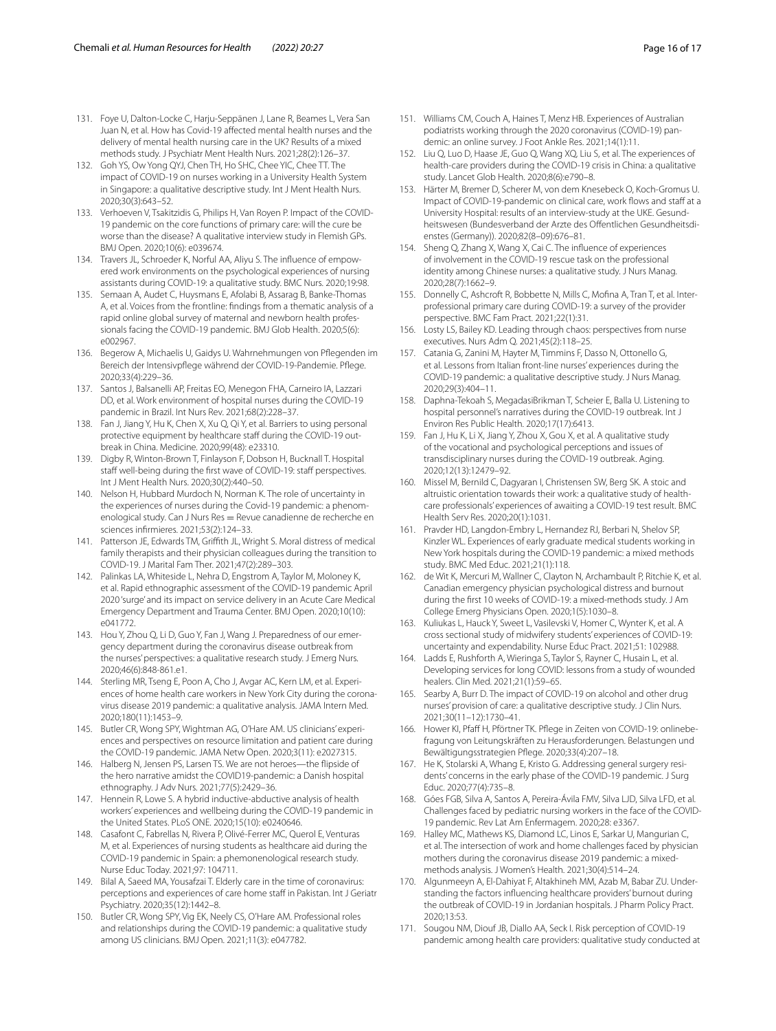131. Foye U, Dalton-Locke C, Harju-Seppänen J, Lane R, Beames L, Vera San Juan N, et al. How has Covid-19 affected mental health nurses and the delivery of mental health nursing care in the UK? Results of a mixed methods study. J Psychiatr Ment Health Nurs. 2021;28(2):126–37.
132. Goh YS, Ow Yong QYJ, Chen TH, Ho SHC, Chee YIC, Chee TT. The impact of COVID-19 on nurses working in a University Health System in Singapore: a qualitative descriptive study. Int J Ment Health Nurs. 2020;30(3):643–52.
133. Verhoeven V, Tsakitzidis G, Philips H, Van Royen P. Impact of the COVID-19 pandemic on the core functions of primary care: will the cure be worse than the disease? A qualitative interview study in Flemish GPs. BMJ Open. 2020;10(6): e039674.
134. Travers JL, Schroeder K, Norful AA, Aliyu S. The influence of empowered work environments on the psychological experiences of nursing assistants during COVID-19: a qualitative study. BMC Nurs. 2020;19:98.
135. Semaan A, Audet C, Huysmans E, Afolabi B, Assarag B, Banke-Thomas A, et al. Voices from the frontline: findings from a thematic analysis of a rapid online global survey of maternal and newborn health professionals facing the COVID-19 pandemic. BMJ Glob Health. 2020;5(6): e002967.
136. Begerow A, Michaelis U, Gaidys U. Wahrnehmungen von Pflegenden im Bereich der Intensivpflege während der COVID-19-Pandemie. Pflege. 2020;33(4):229–36.
137. Santos J, Balsanelli AP, Freitas EO, Menegon FHA, Carneiro IA, Lazzari DD, et al. Work environment of hospital nurses during the COVID-19 pandemic in Brazil. Int Nurs Rev. 2021;68(2):228–37.
138. Fan J, Jiang Y, Hu K, Chen X, Xu Q, Qi Y, et al. Barriers to using personal protective equipment by healthcare staff during the COVID-19 outbreak in China. Medicine. 2020;99(48): e23310.
139. Digby R, Winton-Brown T, Finlayson F, Dobson H, Bucknall T. Hospital staff well-being during the first wave of COVID-19: staff perspectives. Int J Ment Health Nurs. 2020;30(2):440–50.
140. Nelson H, Hubbard Murdoch N, Norman K. The role of uncertainty in the experiences of nurses during the Covid-19 pandemic: a phenomenological study. Can J Nurs Res = Revue canadienne de recherche en sciences infirmieres. 2021;53(2):124–33.
141. Patterson JE, Edwards TM, Griffith JL, Wright S. Moral distress of medical family therapists and their physician colleagues during the transition to COVID-19. J Marital Fam Ther. 2021;47(2):289–303.
142. Palinkas LA, Whiteside L, Nehra D, Engstrom A, Taylor M, Moloney K, et al. Rapid ethnographic assessment of the COVID-19 pandemic April 2020 'surge' and its impact on service delivery in an Acute Care Medical Emergency Department and Trauma Center. BMJ Open. 2020;10(10): e041772.
143. Hou Y, Zhou Q, Li D, Guo Y, Fan J, Wang J. Preparedness of our emergency department during the coronavirus disease outbreak from the nurses' perspectives: a qualitative research study. J Emerg Nurs. 2020;46(6):848-861.e1.
144. Sterling MR, Tseng E, Poon A, Cho J, Avgar AC, Kern LM, et al. Experiences of home health care workers in New York City during the coronavirus disease 2019 pandemic: a qualitative analysis. JAMA Intern Med. 2020;180(11):1453–9.
145. Butler CR, Wong SPY, Wightman AG, O'Hare AM. US clinicians' experiences and perspectives on resource limitation and patient care during the COVID-19 pandemic. JAMA Netw Open. 2020;3(11): e2027315.
146. Halberg N, Jensen PS, Larsen TS. We are not heroes—the flipside of the hero narrative amidst the COVID19-pandemic: a Danish hospital ethnography. J Adv Nurs. 2021;77(5):2429–36.
147. Hennein R, Lowe S. A hybrid inductive-abductive analysis of health workers' experiences and wellbeing during the COVID-19 pandemic in the United States. PLoS ONE. 2020;15(10): e0240646.
148. Casafont C, Fabrellas N, Rivera P, Olivé-Ferrer MC, Querol E, Venturas M, et al. Experiences of nursing students as healthcare aid during the COVID-19 pandemic in Spain: a phemonenological research study. Nurse Educ Today. 2021;97: 104711.
149. Bilal A, Saeed MA, Yousafzai T. Elderly care in the time of coronavirus: perceptions and experiences of care home staff in Pakistan. Int J Geriatr Psychiatry. 2020;35(12):1442–8.
150. Butler CR, Wong SPY, Vig EK, Neely CS, O'Hare AM. Professional roles and relationships during the COVID-19 pandemic: a qualitative study among US clinicians. BMJ Open. 2021;11(3): e047782.
151. Williams CM, Couch A, Haines T, Menz HB. Experiences of Australian podiatrists working through the 2020 coronavirus (COVID-19) pandemic: an online survey. J Foot Ankle Res. 2021;14(1):11.
152. Liu Q, Luo D, Haase JE, Guo Q, Wang XQ, Liu S, et al. The experiences of health-care providers during the COVID-19 crisis in China: a qualitative study. Lancet Glob Health. 2020;8(6):e790–8.
153. Härter M, Bremer D, Scherer M, von dem Knesebeck O, Koch-Gromus U. Impact of COVID-19-pandemic on clinical care, work flows and staff at a University Hospital: results of an interview-study at the UKE. Gesundheitswesen (Bundesverband der Arzte des Offentlichen Gesundheitsdienstes (Germany)). 2020;82(8–09):676–81.
154. Sheng Q, Zhang X, Wang X, Cai C. The influence of experiences of involvement in the COVID-19 rescue task on the professional identity among Chinese nurses: a qualitative study. J Nurs Manag. 2020;28(7):1662–9.
155. Donnelly C, Ashcroft R, Bobbette N, Mills C, Mofina A, Tran T, et al. Interprofessional primary care during COVID-19: a survey of the provider perspective. BMC Fam Pract. 2021;22(1):31.
156. Losty LS, Bailey KD. Leading through chaos: perspectives from nurse executives. Nurs Adm Q. 2021;45(2):118–25.
157. Catania G, Zanini M, Hayter M, Timmins F, Dasso N, Ottonello G, et al. Lessons from Italian front-line nurses' experiences during the COVID-19 pandemic: a qualitative descriptive study. J Nurs Manag. 2020;29(3):404–11.
158. Daphna-Tekoah S, MegadasiBrikman T, Scheier E, Balla U. Listening to hospital personnel's narratives during the COVID-19 outbreak. Int J Environ Res Public Health. 2020;17(17):6413.
159. Fan J, Hu K, Li X, Jiang Y, Zhou X, Gou X, et al. A qualitative study of the vocational and psychological perceptions and issues of transdisciplinary nurses during the COVID-19 outbreak. Aging. 2020;12(13):12479–92.
160. Missel M, Bernild C, Dagyaran I, Christensen SW, Berg SK. A stoic and altruistic orientation towards their work: a qualitative study of healthcare professionals' experiences of awaiting a COVID-19 test result. BMC Health Serv Res. 2020;20(1):1031.
161. Pravder HD, Langdon-Embry L, Hernandez RJ, Berbari N, Shelov SP, Kinzler WL. Experiences of early graduate medical students working in New York hospitals during the COVID-19 pandemic: a mixed methods study. BMC Med Educ. 2021;21(1):118.
162. de Wit K, Mercuri M, Wallner C, Clayton N, Archambault P, Ritchie K, et al. Canadian emergency physician psychological distress and burnout during the first 10 weeks of COVID-19: a mixed-methods study. J Am College Emerg Physicians Open. 2020;1(5):1030–8.
163. Kuliukas L, Hauck Y, Sweet L, Vasilevski V, Homer C, Wynter K, et al. A cross sectional study of midwifery students' experiences of COVID-19: uncertainty and expendability. Nurse Educ Pract. 2021;51: 102988.
164. Ladds E, Rushforth A, Wieringa S, Taylor S, Rayner C, Husain L, et al. Developing services for long COVID: lessons from a study of wounded healers. Clin Med. 2021;21(1):59–65.
165. Searby A, Burr D. The impact of COVID-19 on alcohol and other drug nurses' provision of care: a qualitative descriptive study. J Clin Nurs. 2021;30(11–12):1730–41.
166. Hower KI, Pfaff H, Pförtner TK. Pflege in Zeiten von COVID-19: onlinebefragung von Leitungskräften zu Herausforderungen. Belastungen und Bewältigungsstrategien Pflege. 2020;33(4):207–18.
167. He K, Stolarski A, Whang E, Kristo G. Addressing general surgery residents' concerns in the early phase of the COVID-19 pandemic. J Surg Educ. 2020;77(4):735–8.
168. Góes FGB, Silva A, Santos A, Pereira-Ávila FMV, Silva LJD, Silva LFD, et al. Challenges faced by pediatric nursing workers in the face of the COVID-19 pandemic. Rev Lat Am Enfermagem. 2020;28: e3367.
169. Halley MC, Mathews KS, Diamond LC, Linos E, Sarkar U, Mangurian C, et al. The intersection of work and home challenges faced by physician mothers during the coronavirus disease 2019 pandemic: a mixed-methods analysis. J Women's Health. 2021;30(4):514–24.
170. Algunmeeyn A, El-Dahiyat F, Altakhineh MM, Azab M, Babar ZU. Understanding the factors influencing healthcare providers' burnout during the outbreak of COVID-19 in Jordanian hospitals. J Pharm Policy Pract. 2020;13:53.
171. Sougou NM, Diouf JB, Diallo AA, Seck I. Risk perception of COVID-19 pandemic among health care providers: qualitative study conducted at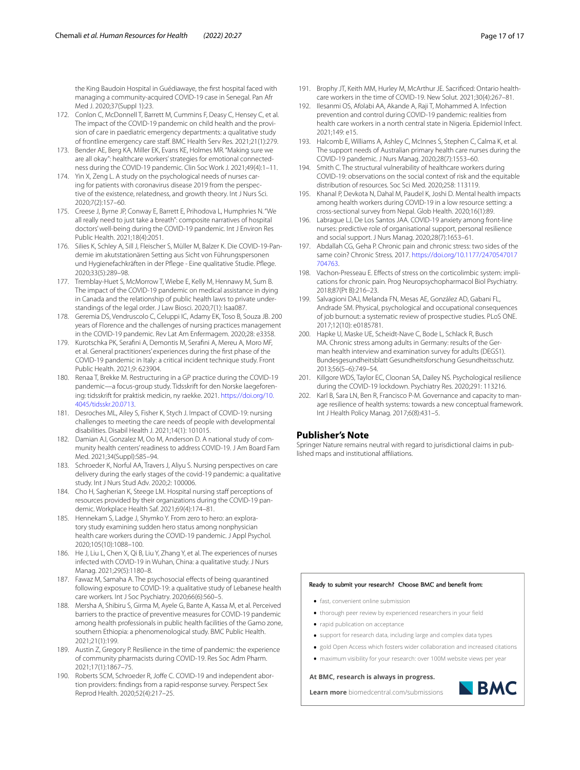the King Baudoin Hospital in Guédiawaye, the first hospital faced with managing a community-acquired COVID-19 case in Senegal. Pan Afr Med J. 2020;37(Suppl 1):23.

172. Conlon C, McDonnell T, Barrett M, Cummins F, Deasy C, Hensey C, et al. The impact of the COVID-19 pandemic on child health and the provision of care in paediatric emergency departments: a qualitative study of frontline emergency care staff. BMC Health Serv Res. 2021;21(1):279.
173. Bender AE, Berg KA, Miller EK, Evans KE, Holmes MR. "Making sure we are all okay": healthcare workers' strategies for emotional connectedness during the COVID-19 pandemic. Clin Soc Work J. 2021;49(4):1–11.
174. Yin X, Zeng L. A study on the psychological needs of nurses caring for patients with coronavirus disease 2019 from the perspective of the existence, relatedness, and growth theory. Int J Nurs Sci. 2020;7(2):157–60.
175. Creese J, Byrne JP, Conway E, Barrett E, Prihodova L, Humphries N. "We all really need to just take a breath": composite narratives of hospital doctors' well-being during the COVID-19 pandemic. Int J Environ Res Public Health. 2021;18(4):2051.
176. Silies K, Schley A, Sill J, Fleischer S, Müller M, Balzer K. Die COVID-19-Pandemie im akutstationären Setting aus Sicht von Führungspersonen und Hygienefachkräften in der Pflege - Eine qualitative Studie. Pflege. 2020;33(5):289–98.
177. Tremblay-Huet S, McMorrow T, Wiebe E, Kelly M, Hennawy M, Sum B. The impact of the COVID-19 pandemic on medical assistance in dying in Canada and the relationship of public health laws to private understandings of the legal order. J Law Biosci. 2020;7(1): lsaa087.
178. Geremia DS, Vendruscolo C, Celuppi IC, Adamy EK, Toso B, Souza JB. 200 years of Florence and the challenges of nursing practices management in the COVID-19 pandemic. Rev Lat Am Enfermagem. 2020;28: e3358.
179. Kurotschka PK, Serafini A, Demontis M, Serafini A, Mereu A, Moro MF, et al. General practitioners' experiences during the first phase of the COVID-19 pandemic in Italy: a critical incident technique study. Front Public Health. 2021;9: 623904.
180. Renaa T, Brekke M. Restructuring in a GP practice during the COVID-19 pandemic—a focus-group study. Tidsskrift for den Norske laegeforening: tidsskrift for praktisk medicin, ny raekke. 2021. https://doi.org/10.4045/tidsskr.20.0713.
181. Desroches ML, Ailey S, Fisher K, Stych J. Impact of COVID-19: nursing challenges to meeting the care needs of people with developmental disabilities. Disabil Health J. 2021;14(1): 101015.
182. Damian AJ, Gonzalez M, Oo M, Anderson D. A national study of community health centers' readiness to address COVID-19. J Am Board Fam Med. 2021;34(Suppl):S85–94.
183. Schroeder K, Norful AA, Travers J, Aliyu S. Nursing perspectives on care delivery during the early stages of the covid-19 pandemic: a qualitative study. Int J Nurs Stud Adv. 2020;2: 100006.
184. Cho H, Sagherian K, Steege LM. Hospital nursing staff perceptions of resources provided by their organizations during the COVID-19 pandemic. Workplace Health Saf. 2021;69(4):174–81.
185. Hennekam S, Ladge J, Shymko Y. From zero to hero: an exploratory study examining sudden hero status among nonphysician health care workers during the COVID-19 pandemic. J Appl Psychol. 2020;105(10):1088–100.
186. He J, Liu L, Chen X, Qi B, Liu Y, Zhang Y, et al. The experiences of nurses infected with COVID-19 in Wuhan, China: a qualitative study. J Nurs Manag. 2021;29(5):1180–8.
187. Fawaz M, Samaha A. The psychosocial effects of being quarantined following exposure to COVID-19: a qualitative study of Lebanese health care workers. Int J Soc Psychiatry. 2020;66(6):560–5.
188. Mersha A, Shibiru S, Girma M, Ayele G, Bante A, Kassa M, et al. Perceived barriers to the practice of preventive measures for COVID-19 pandemic among health professionals in public health facilities of the Gamo zone, southern Ethiopia: a phenomenological study. BMC Public Health. 2021;21(1):199.
189. Austin Z, Gregory P. Resilience in the time of pandemic: the experience of community pharmacists during COVID-19. Res Soc Adm Pharm. 2021;17(1):1867–75.
190. Roberts SCM, Schroeder R, Joffe C. COVID-19 and independent abortion providers: findings from a rapid-response survey. Perspect Sex Reprod Health. 2020;52(4):217–25.
191. Brophy JT, Keith MM, Hurley M, McArthur JE. Sacrificed: Ontario healthcare workers in the time of COVID-19. New Solut. 2021;30(4):267–81.
192. Ilesanmi OS, Afolabi AA, Akande A, Raji T, Mohammed A. Infection prevention and control during COVID-19 pandemic: realities from health care workers in a north central state in Nigeria. Epidemiol Infect. 2021;149: e15.
193. Halcomb E, Williams A, Ashley C, McInnes S, Stephen C, Calma K, et al. The support needs of Australian primary health care nurses during the COVID-19 pandemic. J Nurs Manag. 2020;28(7):1553–60.
194. Smith C. The structural vulnerability of healthcare workers during COVID-19: observations on the social context of risk and the equitable distribution of resources. Soc Sci Med. 2020;258: 113119.
195. Khanal P, Devkota N, Dahal M, Paudel K, Joshi D. Mental health impacts among health workers during COVID-19 in a low resource setting: a cross-sectional survey from Nepal. Glob Health. 2020;16(1):89.
196. Labrague LJ, De Los Santos JAA. COVID-19 anxiety among front-line nurses: predictive role of organisational support, personal resilience and social support. J Nurs Manag. 2020;28(7):1653–61.
197. Abdallah CG, Geha P. Chronic pain and chronic stress: two sides of the same coin? Chronic Stress. 2017. https://doi.org/10.1177/2470547017704763.
198. Vachon-Presseau E. Effects of stress on the corticolimbic system: implications for chronic pain. Prog Neuropsychopharmacol Biol Psychiatry. 2018;87(Pt B):216–23.
199. Salvagioni DAJ, Melanda FN, Mesas AE, González AD, Gabani FL, Andrade SM. Physical, psychological and occupational consequences of job burnout: a systematic review of prospective studies. PLoS ONE. 2017;12(10): e0185781.
200. Hapke U, Maske UE, Scheidt-Nave C, Bode L, Schlack R, Busch MA. Chronic stress among adults in Germany: results of the German health interview and examination survey for adults (DEGS1). Bundesgesundheitsblatt Gesundheitsforschung Gesundheitsschutz. 2013;56(5–6):749–54.
201. Killgore WDS, Taylor EC, Cloonan SA, Dailey NS. Psychological resilience during the COVID-19 lockdown. Psychiatry Res. 2020;291: 113216.
202. Karl B, Sara LN, Ben R, Francisco P-M. Governance and capacity to manage resilience of health systems: towards a new conceptual framework. Int J Health Policy Manag. 2017;6(8):431–5.

## Publisher's Note

Springer Nature remains neutral with regard to jurisdictional claims in published maps and institutional affiliations.

Ready to submit your research? Choose BMC and benefit from:

- fast, convenient online submission
- thorough peer review by experienced researchers in your field
- rapid publication on acceptance
- support for research data, including large and complex data types
- gold Open Access which fosters wider collaboration and increased citations
- maximum visibility for your research: over 100M website views per year

**At BMC, research is always in progress.**

**Learn more** biomedcentral.com/submissions

BMC